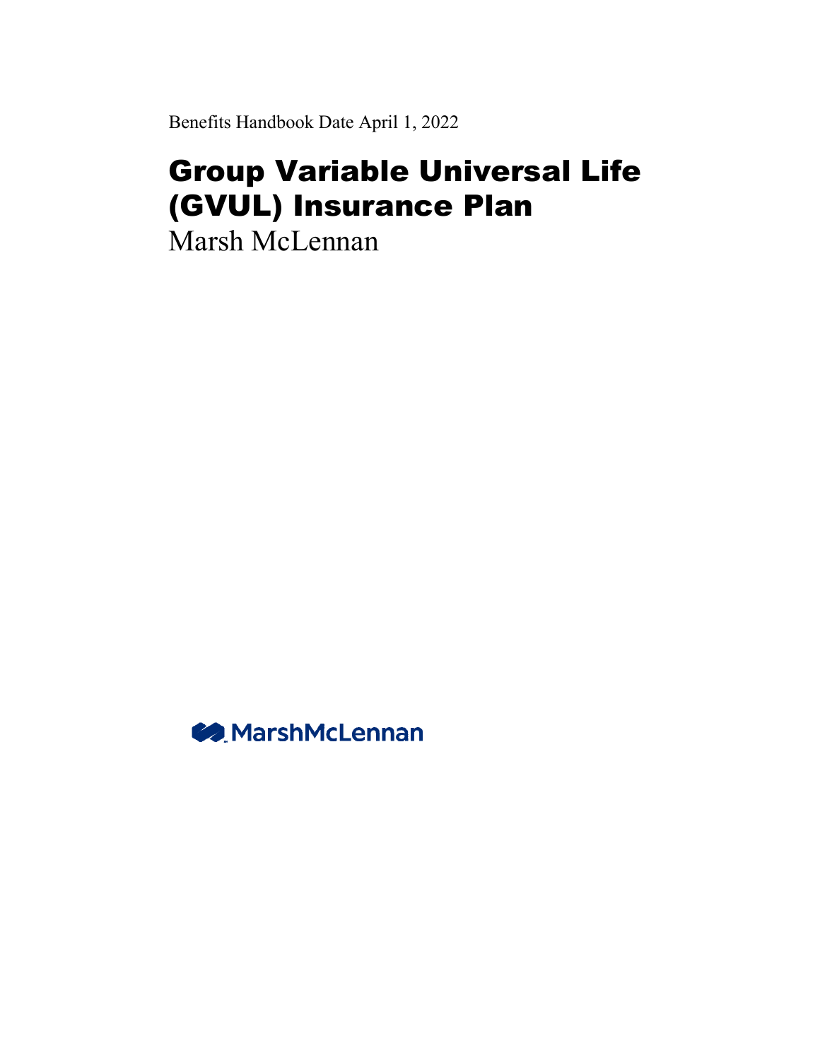Benefits Handbook Date April 1, 2022

# Group Variable Universal Life (GVUL) Insurance Plan

Marsh McLennan

MarshMcLennan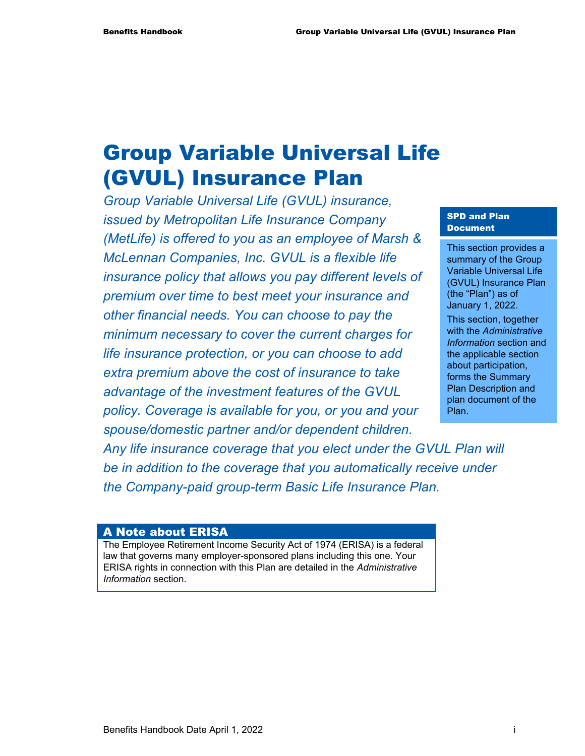# Group Variable Universal Life (GVUL) Insurance Plan

*Group Variable Universal Life (GVUL) insurance, issued by Metropolitan Life Insurance Company (MetLife) is offered to you as an employee of Marsh & McLennan Companies, Inc. GVUL is a flexible life insurance policy that allows you pay different levels of premium over time to best meet your insurance and other financial needs. You can choose to pay the minimum necessary to cover the current charges for life insurance protection, or you can choose to add extra premium above the cost of insurance to take advantage of the investment features of the GVUL policy. Coverage is available for you, or you and your spouse/domestic partner and/or dependent children. Any life insurance coverage that you elect under the GVUL Plan will be in addition to the coverage that you automatically receive under the Company-paid group-term Basic Life Insurance Plan.*

**SPD and Plan Document**

This section provides a summary of the Group Variable Universal Life (GVUL) Insurance Plan (the "Plan") as of January 1, 2022.

This section, together with the *Administrative Information* section and the applicable section about participation, forms the Summary Plan Description and plan document of the Plan.

## A Note about ERISA

The Employee Retirement Income Security Act of 1974 (ERISA) is a federal law that governs many employer-sponsored plans including this one. Your ERISA rights in connection with this Plan are detailed in the *Administrative Information* section.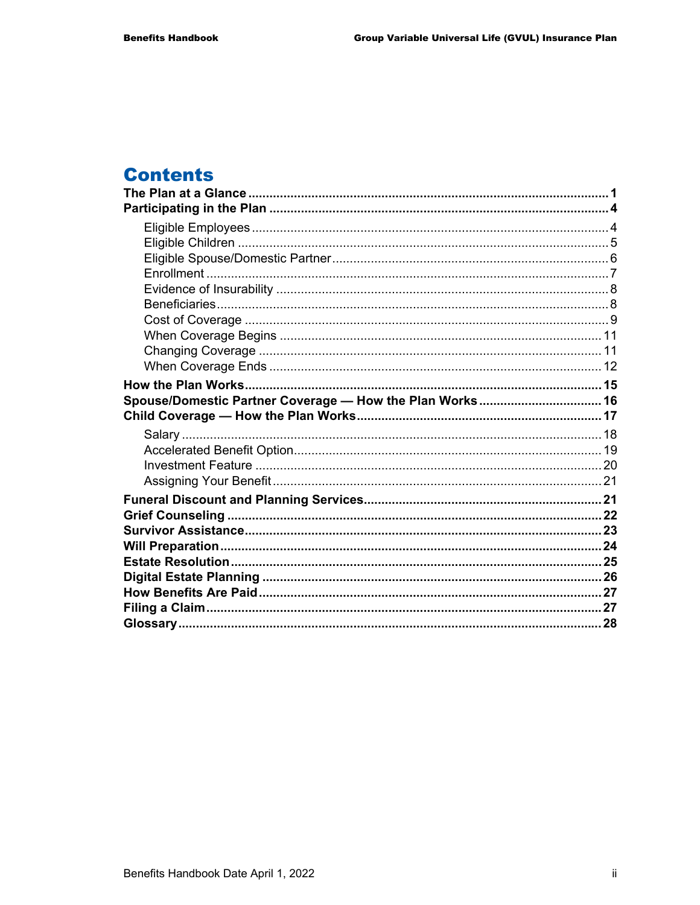# Contents

**The Plan at a Glance** .......... **1**

**Participating in the Plan** .......... **4**

- Eligible Employees .......... 4
- Eligible Children .......... 5
- Eligible Spouse/Domestic Partner .......... 6
- Enrollment .......... 7
- Evidence of Insurability .......... 8
- Beneficiaries .......... 8
- Cost of Coverage .......... 9
- When Coverage Begins .......... 11
- Changing Coverage .......... 11
- When Coverage Ends .......... 12

**How the Plan Works** .......... **15**

**Spouse/Domestic Partner Coverage — How the Plan Works** .......... **16**

**Child Coverage — How the Plan Works** .......... **17**

- Salary .......... 18
- Accelerated Benefit Option .......... 19
- Investment Feature .......... 20
- Assigning Your Benefit .......... 21

**Funeral Discount and Planning Services** .......... **21**

**Grief Counseling** .......... **22**

**Survivor Assistance** .......... **23**

**Will Preparation** .......... **24**

**Estate Resolution** .......... **25**

**Digital Estate Planning** .......... **26**

**How Benefits Are Paid** .......... **27**

**Filing a Claim** .......... **27**

**Glossary** .......... **28**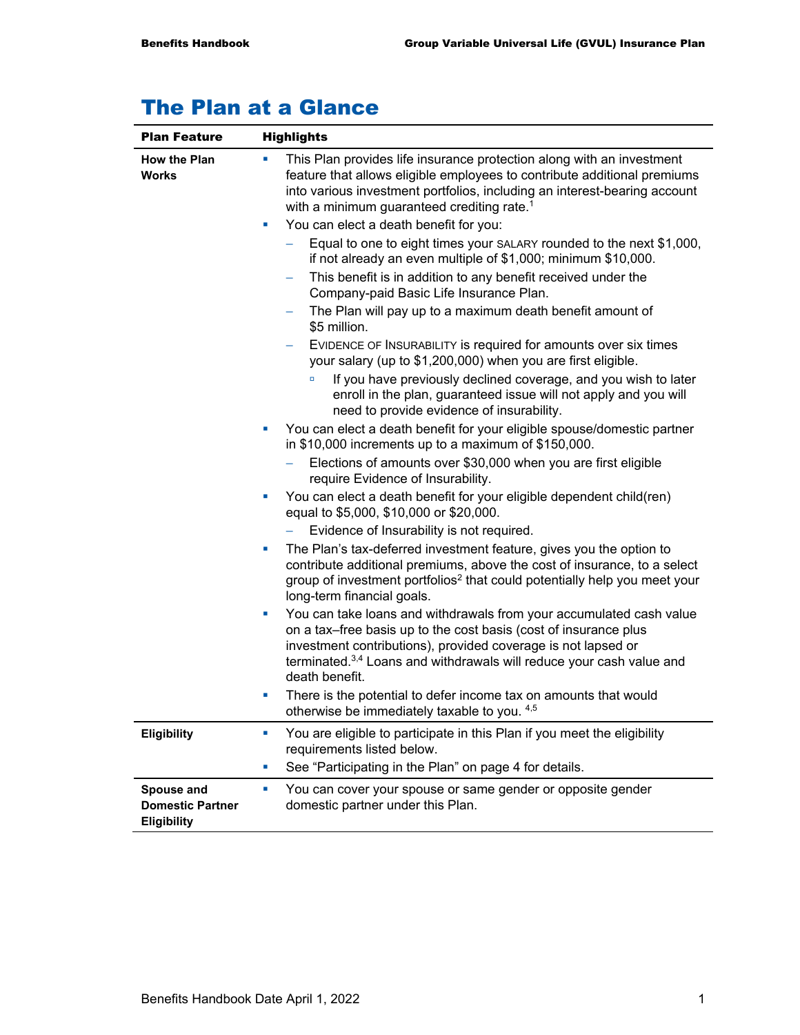# The Plan at a Glance

| Plan Feature | Highlights |
|---|---|
| **How the Plan Works** | ▪ This Plan provides life insurance protection along with an investment feature that allows eligible employees to contribute additional premiums into various investment portfolios, including an interest-bearing account with a minimum guaranteed crediting rate.[1]<br>▪ You can elect a death benefit for you:<br>– Equal to one to eight times your SALARY rounded to the next $1,000, if not already an even multiple of $1,000; minimum $10,000.<br>– This benefit is in addition to any benefit received under the Company-paid Basic Life Insurance Plan.<br>– The Plan will pay up to a maximum death benefit amount of $5 million.<br>– EVIDENCE OF INSURABILITY is required for amounts over six times your salary (up to $1,200,000) when you are first eligible.<br>▫ If you have previously declined coverage, and you wish to later enroll in the plan, guaranteed issue will not apply and you will need to provide evidence of insurability.<br>▪ You can elect a death benefit for your eligible spouse/domestic partner in $10,000 increments up to a maximum of $150,000.<br>– Elections of amounts over $30,000 when you are first eligible require Evidence of Insurability.<br>▪ You can elect a death benefit for your eligible dependent child(ren) equal to $5,000, $10,000 or $20,000.<br>– Evidence of Insurability is not required.<br>▪ The Plan's tax-deferred investment feature, gives you the option to contribute additional premiums, above the cost of insurance, to a select group of investment portfolios[2] that could potentially help you meet your long-term financial goals.<br>▪ You can take loans and withdrawals from your accumulated cash value on a tax–free basis up to the cost basis (cost of insurance plus investment contributions), provided coverage is not lapsed or terminated.[3,4] Loans and withdrawals will reduce your cash value and death benefit.<br>▪ There is the potential to defer income tax on amounts that would otherwise be immediately taxable to you.[4,5] |
| **Eligibility** | ▪ You are eligible to participate in this Plan if you meet the eligibility requirements listed below.<br>▪ See "Participating in the Plan" on page 4 for details. |
| **Spouse and Domestic Partner Eligibility** | ▪ You can cover your spouse or same gender or opposite gender domestic partner under this Plan. |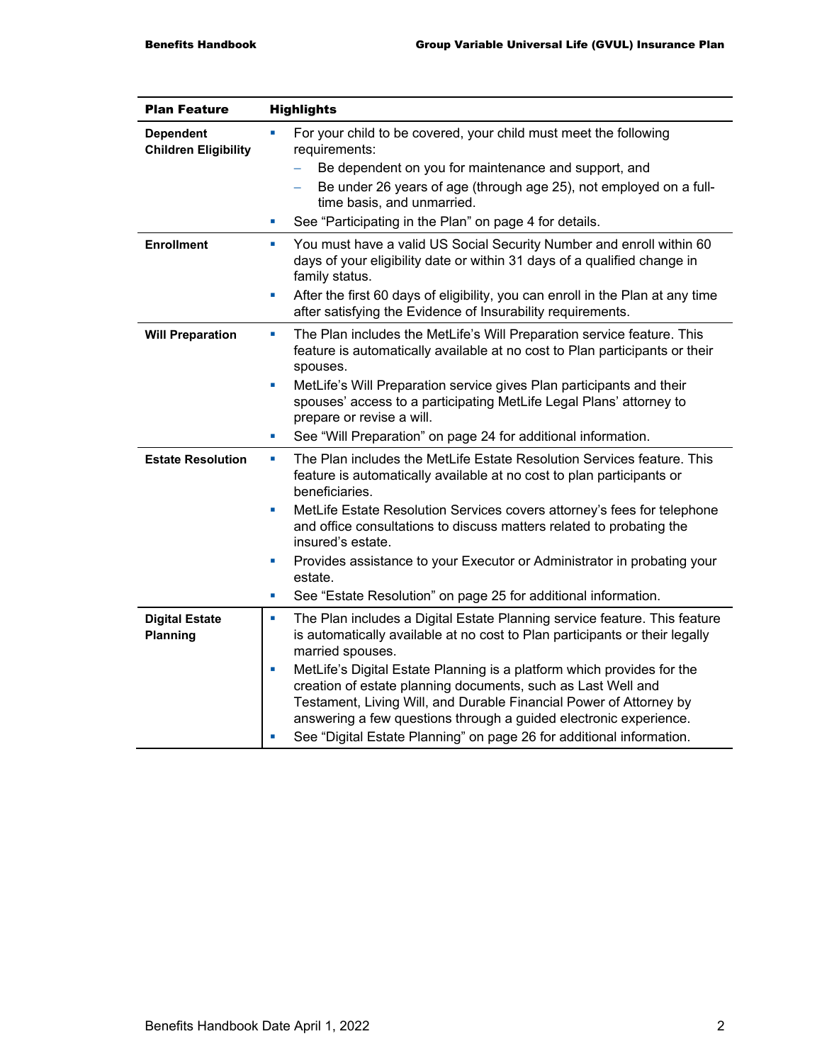| Plan Feature | Highlights |
| --- | --- |
| **Dependent Children Eligibility** | ▪ For your child to be covered, your child must meet the following requirements:<br>– Be dependent on you for maintenance and support, and<br>– Be under 26 years of age (through age 25), not employed on a full-time basis, and unmarried.<br>▪ See "Participating in the Plan" on page 4 for details. |
| **Enrollment** | ▪ You must have a valid US Social Security Number and enroll within 60 days of your eligibility date or within 31 days of a qualified change in family status.<br>▪ After the first 60 days of eligibility, you can enroll in the Plan at any time after satisfying the Evidence of Insurability requirements. |
| **Will Preparation** | ▪ The Plan includes the MetLife's Will Preparation service feature. This feature is automatically available at no cost to Plan participants or their spouses.<br>▪ MetLife's Will Preparation service gives Plan participants and their spouses' access to a participating MetLife Legal Plans' attorney to prepare or revise a will.<br>▪ See "Will Preparation" on page 24 for additional information. |
| **Estate Resolution** | ▪ The Plan includes the MetLife Estate Resolution Services feature. This feature is automatically available at no cost to plan participants or beneficiaries.<br>▪ MetLife Estate Resolution Services covers attorney's fees for telephone and office consultations to discuss matters related to probating the insured's estate.<br>▪ Provides assistance to your Executor or Administrator in probating your estate.<br>▪ See "Estate Resolution" on page 25 for additional information. |
| **Digital Estate Planning** | ▪ The Plan includes a Digital Estate Planning service feature. This feature is automatically available at no cost to Plan participants or their legally married spouses.<br>▪ MetLife's Digital Estate Planning is a platform which provides for the creation of estate planning documents, such as Last Well and Testament, Living Will, and Durable Financial Power of Attorney by answering a few questions through a guided electronic experience.<br>▪ See "Digital Estate Planning" on page 26 for additional information. |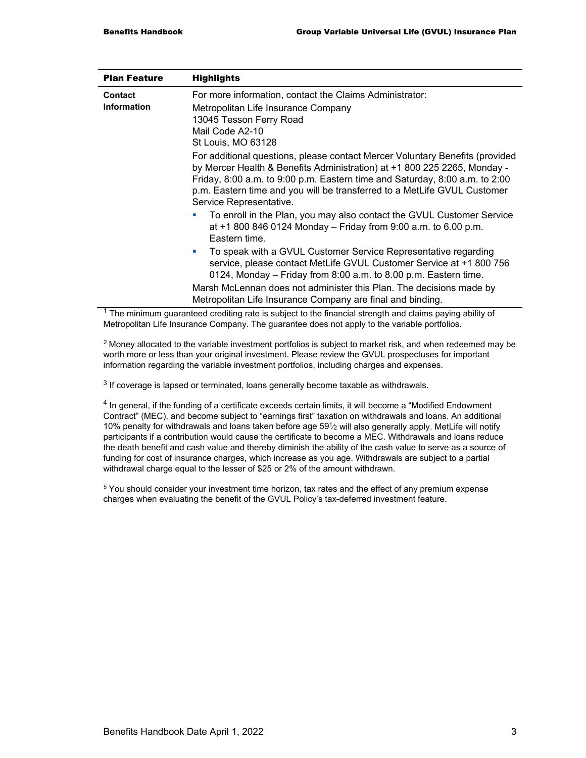| Plan Feature | Highlights |
|---|---|
| **Contact Information** | For more information, contact the Claims Administrator:<br>Metropolitan Life Insurance Company<br>13045 Tesson Ferry Road<br>Mail Code A2-10<br>St Louis, MO 63128<br>For additional questions, please contact Mercer Voluntary Benefits (provided by Mercer Health & Benefits Administration) at +1 800 225 2265, Monday - Friday, 8:00 a.m. to 9:00 p.m. Eastern time and Saturday, 8:00 a.m. to 2:00 p.m. Eastern time and you will be transferred to a MetLife GVUL Customer Service Representative.<br>▪ To enroll in the Plan, you may also contact the GVUL Customer Service at +1 800 846 0124 Monday – Friday from 9:00 a.m. to 6.00 p.m. Eastern time.<br>▪ To speak with a GVUL Customer Service Representative regarding service, please contact MetLife GVUL Customer Service at +1 800 756 0124, Monday – Friday from 8:00 a.m. to 8.00 p.m. Eastern time.<br>Marsh McLennan does not administer this Plan. The decisions made by Metropolitan Life Insurance Company are final and binding. |

[1] The minimum guaranteed crediting rate is subject to the financial strength and claims paying ability of Metropolitan Life Insurance Company. The guarantee does not apply to the variable portfolios.

[2] Money allocated to the variable investment portfolios is subject to market risk, and when redeemed may be worth more or less than your original investment. Please review the GVUL prospectuses for important information regarding the variable investment portfolios, including charges and expenses.

[3] If coverage is lapsed or terminated, loans generally become taxable as withdrawals.

[4] In general, if the funding of a certificate exceeds certain limits, it will become a "Modified Endowment Contract" (MEC), and become subject to "earnings first" taxation on withdrawals and loans. An additional 10% penalty for withdrawals and loans taken before age 59½ will also generally apply. MetLife will notify participants if a contribution would cause the certificate to become a MEC. Withdrawals and loans reduce the death benefit and cash value and thereby diminish the ability of the cash value to serve as a source of funding for cost of insurance charges, which increase as you age. Withdrawals are subject to a partial withdrawal charge equal to the lesser of $25 or 2% of the amount withdrawn.

[5] You should consider your investment time horizon, tax rates and the effect of any premium expense charges when evaluating the benefit of the GVUL Policy's tax-deferred investment feature.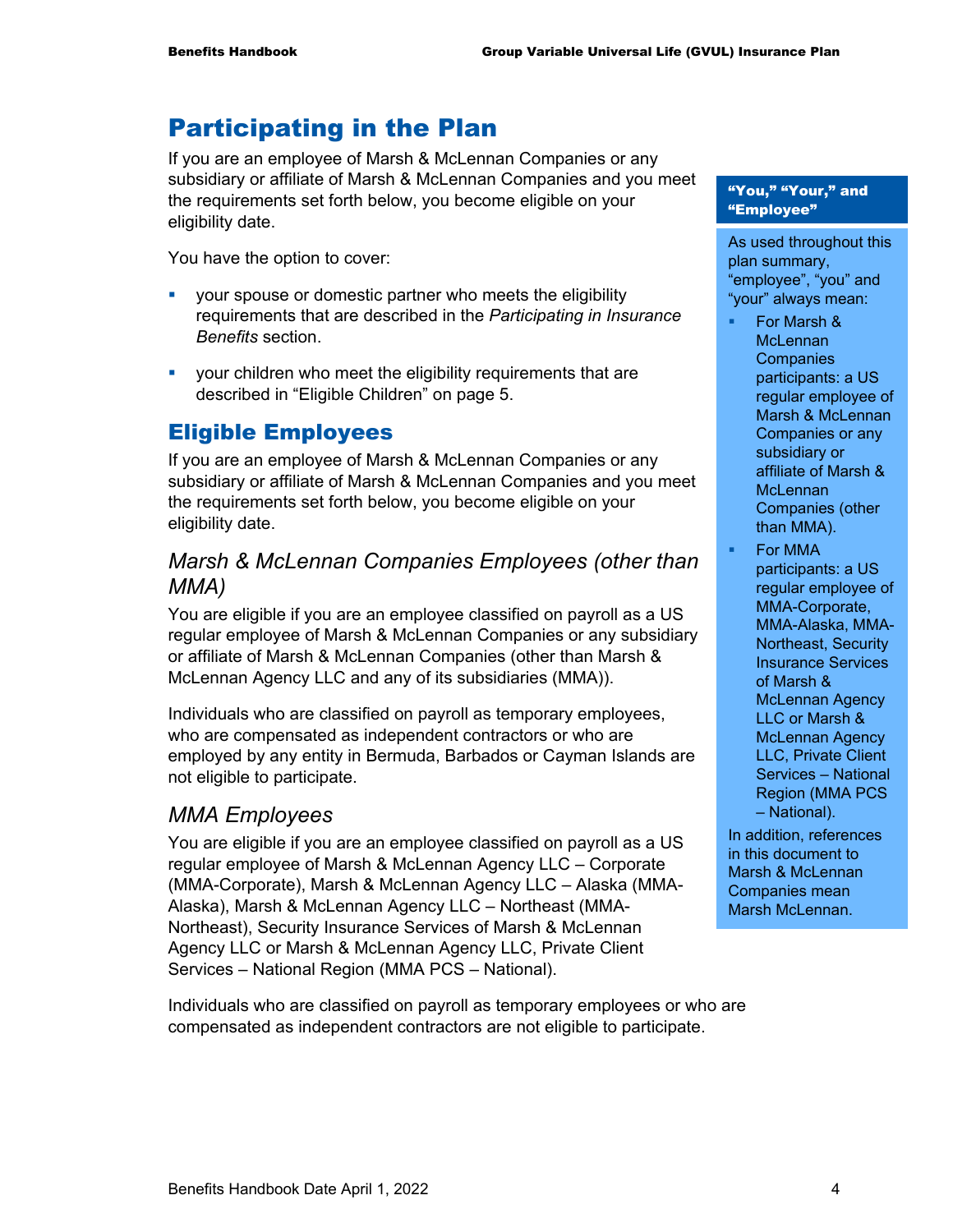# Participating in the Plan

If you are an employee of Marsh & McLennan Companies or any subsidiary or affiliate of Marsh & McLennan Companies and you meet the requirements set forth below, you become eligible on your eligibility date.

You have the option to cover:

- your spouse or domestic partner who meets the eligibility requirements that are described in the *Participating in Insurance Benefits* section.
- your children who meet the eligibility requirements that are described in "Eligible Children" on page 5.

**"You," "Your," and "Employee"**

As used throughout this plan summary, "employee", "you" and "your" always mean:

- For Marsh & McLennan Companies participants: a US regular employee of Marsh & McLennan Companies or any subsidiary or affiliate of Marsh & McLennan Companies (other than MMA).
- For MMA participants: a US regular employee of MMA-Corporate, MMA-Alaska, MMA-Northeast, Security Insurance Services of Marsh & McLennan Agency LLC or Marsh & McLennan Agency LLC, Private Client Services – National Region (MMA PCS – National).

In addition, references in this document to Marsh & McLennan Companies mean Marsh McLennan.

## Eligible Employees

If you are an employee of Marsh & McLennan Companies or any subsidiary or affiliate of Marsh & McLennan Companies and you meet the requirements set forth below, you become eligible on your eligibility date.

### *Marsh & McLennan Companies Employees (other than MMA)*

You are eligible if you are an employee classified on payroll as a US regular employee of Marsh & McLennan Companies or any subsidiary or affiliate of Marsh & McLennan Companies (other than Marsh & McLennan Agency LLC and any of its subsidiaries (MMA)).

Individuals who are classified on payroll as temporary employees, who are compensated as independent contractors or who are employed by any entity in Bermuda, Barbados or Cayman Islands are not eligible to participate.

### *MMA Employees*

You are eligible if you are an employee classified on payroll as a US regular employee of Marsh & McLennan Agency LLC – Corporate (MMA-Corporate), Marsh & McLennan Agency LLC – Alaska (MMA-Alaska), Marsh & McLennan Agency LLC – Northeast (MMA-Northeast), Security Insurance Services of Marsh & McLennan Agency LLC or Marsh & McLennan Agency LLC, Private Client Services – National Region (MMA PCS – National).

Individuals who are classified on payroll as temporary employees or who are compensated as independent contractors are not eligible to participate.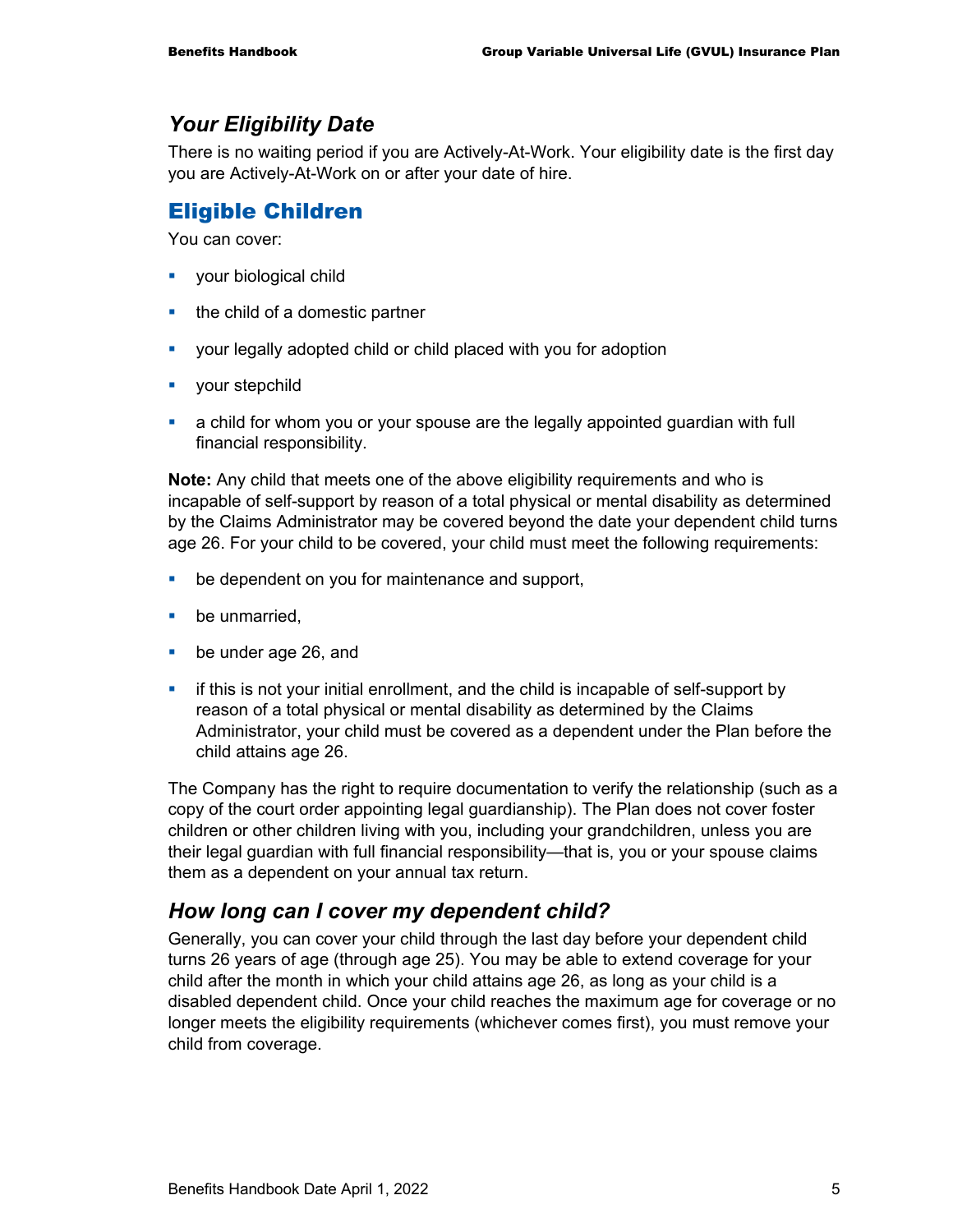### *Your Eligibility Date*

There is no waiting period if you are Actively-At-Work. Your eligibility date is the first day you are Actively-At-Work on or after your date of hire.

## Eligible Children

You can cover:

- your biological child
- the child of a domestic partner
- your legally adopted child or child placed with you for adoption
- your stepchild
- a child for whom you or your spouse are the legally appointed guardian with full financial responsibility.

**Note:** Any child that meets one of the above eligibility requirements and who is incapable of self-support by reason of a total physical or mental disability as determined by the Claims Administrator may be covered beyond the date your dependent child turns age 26. For your child to be covered, your child must meet the following requirements:

- be dependent on you for maintenance and support,
- be unmarried,
- be under age 26, and
- if this is not your initial enrollment, and the child is incapable of self-support by reason of a total physical or mental disability as determined by the Claims Administrator, your child must be covered as a dependent under the Plan before the child attains age 26.

The Company has the right to require documentation to verify the relationship (such as a copy of the court order appointing legal guardianship). The Plan does not cover foster children or other children living with you, including your grandchildren, unless you are their legal guardian with full financial responsibility—that is, you or your spouse claims them as a dependent on your annual tax return.

### *How long can I cover my dependent child?*

Generally, you can cover your child through the last day before your dependent child turns 26 years of age (through age 25). You may be able to extend coverage for your child after the month in which your child attains age 26, as long as your child is a disabled dependent child. Once your child reaches the maximum age for coverage or no longer meets the eligibility requirements (whichever comes first), you must remove your child from coverage.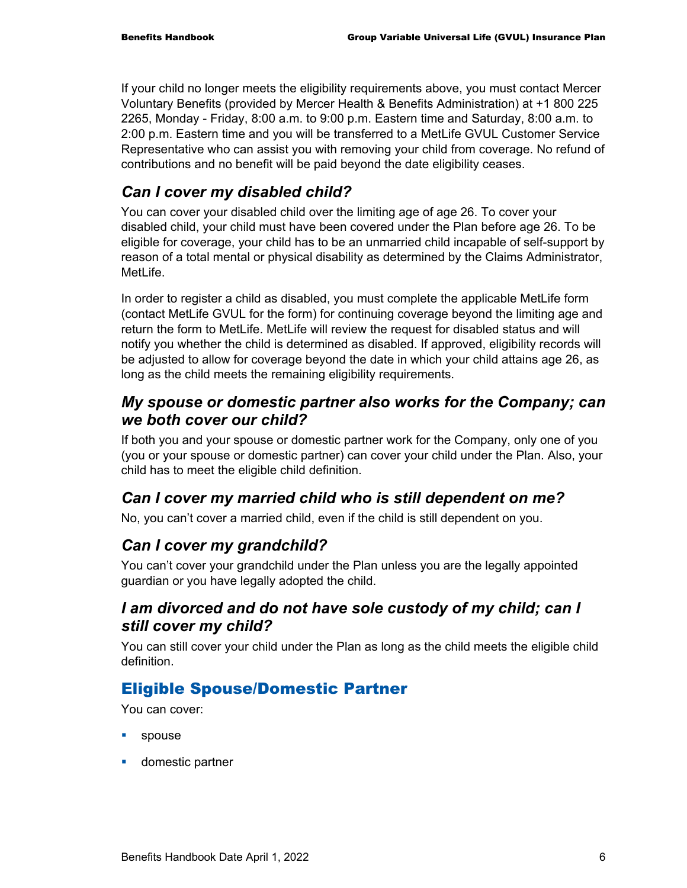If your child no longer meets the eligibility requirements above, you must contact Mercer Voluntary Benefits (provided by Mercer Health & Benefits Administration) at +1 800 225 2265, Monday - Friday, 8:00 a.m. to 9:00 p.m. Eastern time and Saturday, 8:00 a.m. to 2:00 p.m. Eastern time and you will be transferred to a MetLife GVUL Customer Service Representative who can assist you with removing your child from coverage. No refund of contributions and no benefit will be paid beyond the date eligibility ceases.

### *Can I cover my disabled child?*

You can cover your disabled child over the limiting age of age 26. To cover your disabled child, your child must have been covered under the Plan before age 26. To be eligible for coverage, your child has to be an unmarried child incapable of self-support by reason of a total mental or physical disability as determined by the Claims Administrator, MetLife.

In order to register a child as disabled, you must complete the applicable MetLife form (contact MetLife GVUL for the form) for continuing coverage beyond the limiting age and return the form to MetLife. MetLife will review the request for disabled status and will notify you whether the child is determined as disabled. If approved, eligibility records will be adjusted to allow for coverage beyond the date in which your child attains age 26, as long as the child meets the remaining eligibility requirements.

### *My spouse or domestic partner also works for the Company; can we both cover our child?*

If both you and your spouse or domestic partner work for the Company, only one of you (you or your spouse or domestic partner) can cover your child under the Plan. Also, your child has to meet the eligible child definition.

### *Can I cover my married child who is still dependent on me?*

No, you can't cover a married child, even if the child is still dependent on you.

### *Can I cover my grandchild?*

You can't cover your grandchild under the Plan unless you are the legally appointed guardian or you have legally adopted the child.

### *I am divorced and do not have sole custody of my child; can I still cover my child?*

You can still cover your child under the Plan as long as the child meets the eligible child definition.

## Eligible Spouse/Domestic Partner

You can cover:

- spouse
- domestic partner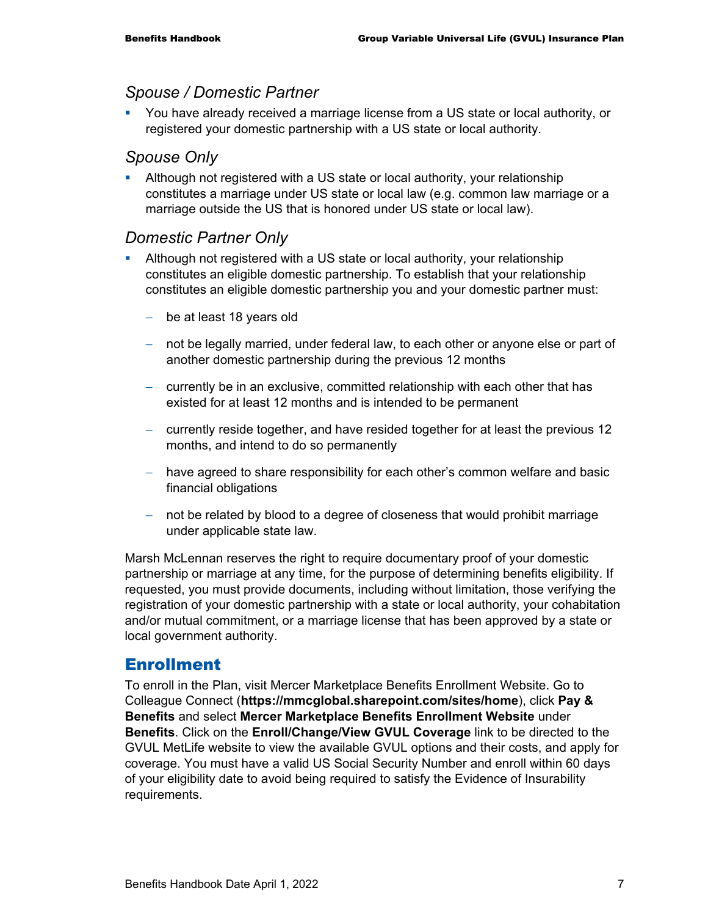### *Spouse / Domestic Partner*

- You have already received a marriage license from a US state or local authority, or registered your domestic partnership with a US state or local authority.

### *Spouse Only*

- Although not registered with a US state or local authority, your relationship constitutes a marriage under US state or local law (e.g. common law marriage or a marriage outside the US that is honored under US state or local law).

### *Domestic Partner Only*

- Although not registered with a US state or local authority, your relationship constitutes an eligible domestic partnership. To establish that your relationship constitutes an eligible domestic partnership you and your domestic partner must:
  - be at least 18 years old
  - not be legally married, under federal law, to each other or anyone else or part of another domestic partnership during the previous 12 months
  - currently be in an exclusive, committed relationship with each other that has existed for at least 12 months and is intended to be permanent
  - currently reside together, and have resided together for at least the previous 12 months, and intend to do so permanently
  - have agreed to share responsibility for each other's common welfare and basic financial obligations
  - not be related by blood to a degree of closeness that would prohibit marriage under applicable state law.

Marsh McLennan reserves the right to require documentary proof of your domestic partnership or marriage at any time, for the purpose of determining benefits eligibility. If requested, you must provide documents, including without limitation, those verifying the registration of your domestic partnership with a state or local authority, your cohabitation and/or mutual commitment, or a marriage license that has been approved by a state or local government authority.

## Enrollment

To enroll in the Plan, visit Mercer Marketplace Benefits Enrollment Website. Go to Colleague Connect (**https://mmcglobal.sharepoint.com/sites/home**), click **Pay & Benefits** and select **Mercer Marketplace Benefits Enrollment Website** under **Benefits**. Click on the **Enroll/Change/View GVUL Coverage** link to be directed to the GVUL MetLife website to view the available GVUL options and their costs, and apply for coverage. You must have a valid US Social Security Number and enroll within 60 days of your eligibility date to avoid being required to satisfy the Evidence of Insurability requirements.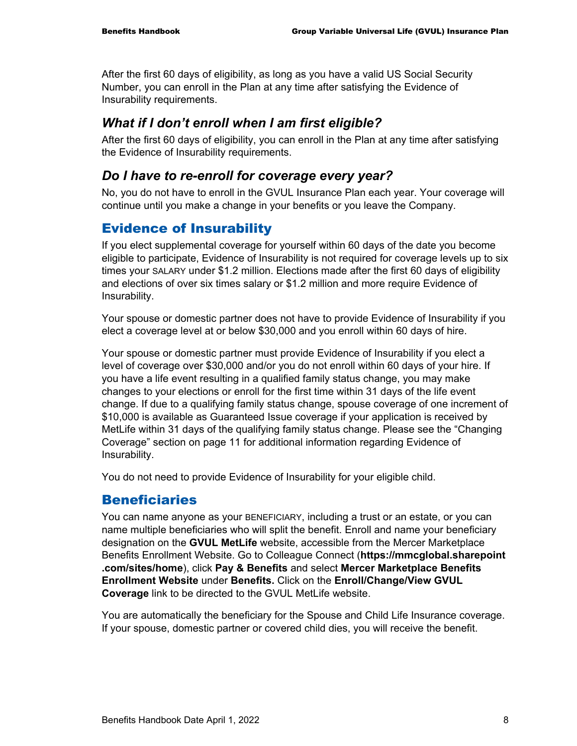After the first 60 days of eligibility, as long as you have a valid US Social Security Number, you can enroll in the Plan at any time after satisfying the Evidence of Insurability requirements.

### *What if I don't enroll when I am first eligible?*

After the first 60 days of eligibility, you can enroll in the Plan at any time after satisfying the Evidence of Insurability requirements.

### *Do I have to re-enroll for coverage every year?*

No, you do not have to enroll in the GVUL Insurance Plan each year. Your coverage will continue until you make a change in your benefits or you leave the Company.

## Evidence of Insurability

If you elect supplemental coverage for yourself within 60 days of the date you become eligible to participate, Evidence of Insurability is not required for coverage levels up to six times your SALARY under $1.2 million. Elections made after the first 60 days of eligibility and elections of over six times salary or $1.2 million and more require Evidence of Insurability.

Your spouse or domestic partner does not have to provide Evidence of Insurability if you elect a coverage level at or below $30,000 and you enroll within 60 days of hire.

Your spouse or domestic partner must provide Evidence of Insurability if you elect a level of coverage over $30,000 and/or you do not enroll within 60 days of your hire. If you have a life event resulting in a qualified family status change, you may make changes to your elections or enroll for the first time within 31 days of the life event change. If due to a qualifying family status change, spouse coverage of one increment of $10,000 is available as Guaranteed Issue coverage if your application is received by MetLife within 31 days of the qualifying family status change. Please see the "Changing Coverage" section on page 11 for additional information regarding Evidence of Insurability.

You do not need to provide Evidence of Insurability for your eligible child.

## Beneficiaries

You can name anyone as your BENEFICIARY, including a trust or an estate, or you can name multiple beneficiaries who will split the benefit. Enroll and name your beneficiary designation on the **GVUL MetLife** website, accessible from the Mercer Marketplace Benefits Enrollment Website. Go to Colleague Connect (**https://mmcglobal.sharepoint.com/sites/home**), click **Pay & Benefits** and select **Mercer Marketplace Benefits Enrollment Website** under **Benefits.** Click on the **Enroll/Change/View GVUL Coverage** link to be directed to the GVUL MetLife website.

You are automatically the beneficiary for the Spouse and Child Life Insurance coverage. If your spouse, domestic partner or covered child dies, you will receive the benefit.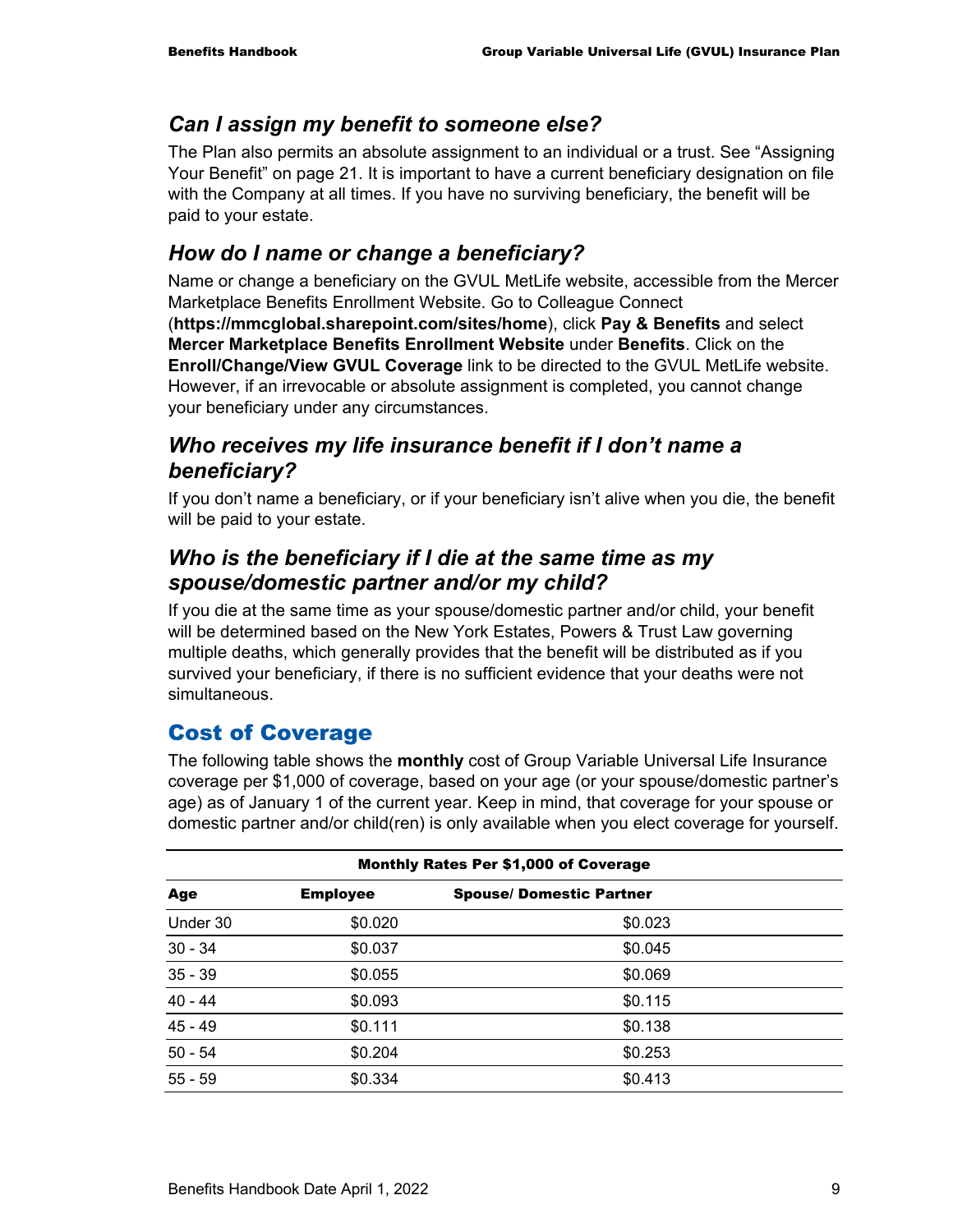### *Can I assign my benefit to someone else?*

The Plan also permits an absolute assignment to an individual or a trust. See "Assigning Your Benefit" on page 21. It is important to have a current beneficiary designation on file with the Company at all times. If you have no surviving beneficiary, the benefit will be paid to your estate.

### *How do I name or change a beneficiary?*

Name or change a beneficiary on the GVUL MetLife website, accessible from the Mercer Marketplace Benefits Enrollment Website. Go to Colleague Connect (**https://mmcglobal.sharepoint.com/sites/home**), click **Pay & Benefits** and select **Mercer Marketplace Benefits Enrollment Website** under **Benefits**. Click on the **Enroll/Change/View GVUL Coverage** link to be directed to the GVUL MetLife website. However, if an irrevocable or absolute assignment is completed, you cannot change your beneficiary under any circumstances.

### *Who receives my life insurance benefit if I don't name a beneficiary?*

If you don't name a beneficiary, or if your beneficiary isn't alive when you die, the benefit will be paid to your estate.

### *Who is the beneficiary if I die at the same time as my spouse/domestic partner and/or my child?*

If you die at the same time as your spouse/domestic partner and/or child, your benefit will be determined based on the New York Estates, Powers & Trust Law governing multiple deaths, which generally provides that the benefit will be distributed as if you survived your beneficiary, if there is no sufficient evidence that your deaths were not simultaneous.

## Cost of Coverage

The following table shows the **monthly** cost of Group Variable Universal Life Insurance coverage per $1,000 of coverage, based on your age (or your spouse/domestic partner's age) as of January 1 of the current year. Keep in mind, that coverage for your spouse or domestic partner and/or child(ren) is only available when you elect coverage for yourself.

**Monthly Rates Per $1,000 of Coverage**

| Age | Employee | Spouse/ Domestic Partner |
|---|---|---|
| Under 30 | $0.020 | $0.023 |
| 30 - 34 | $0.037 | $0.045 |
| 35 - 39 | $0.055 | $0.069 |
| 40 - 44 | $0.093 | $0.115 |
| 45 - 49 | $0.111 | $0.138 |
| 50 - 54 | $0.204 | $0.253 |
| 55 - 59 | $0.334 | $0.413 |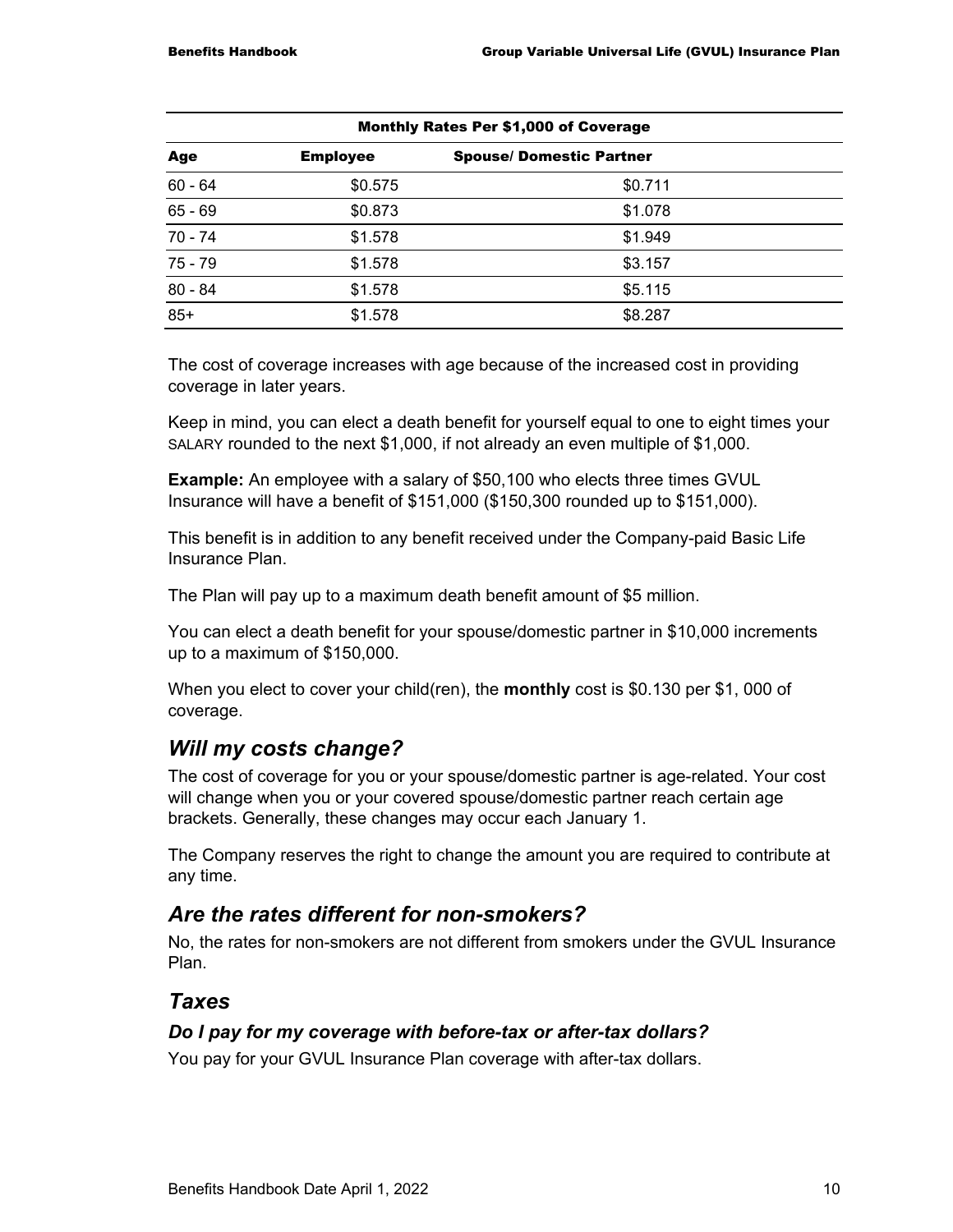| Monthly Rates Per $1,000 of Coverage | | |
| --- | --- | --- |
| **Age** | **Employee** | **Spouse/ Domestic Partner** |
| 60 - 64 | $0.575 | $0.711 |
| 65 - 69 | $0.873 | $1.078 |
| 70 - 74 | $1.578 | $1.949 |
| 75 - 79 | $1.578 | $3.157 |
| 80 - 84 | $1.578 | $5.115 |
| 85+ | $1.578 | $8.287 |

The cost of coverage increases with age because of the increased cost in providing coverage in later years.

Keep in mind, you can elect a death benefit for yourself equal to one to eight times your SALARY rounded to the next $1,000, if not already an even multiple of $1,000.

**Example:** An employee with a salary of $50,100 who elects three times GVUL Insurance will have a benefit of $151,000 ($150,300 rounded up to $151,000).

This benefit is in addition to any benefit received under the Company-paid Basic Life Insurance Plan.

The Plan will pay up to a maximum death benefit amount of $5 million.

You can elect a death benefit for your spouse/domestic partner in $10,000 increments up to a maximum of $150,000.

When you elect to cover your child(ren), the **monthly** cost is $0.130 per $1, 000 of coverage.

## *Will my costs change?*

The cost of coverage for you or your spouse/domestic partner is age-related. Your cost will change when you or your covered spouse/domestic partner reach certain age brackets. Generally, these changes may occur each January 1.

The Company reserves the right to change the amount you are required to contribute at any time.

## *Are the rates different for non-smokers?*

No, the rates for non-smokers are not different from smokers under the GVUL Insurance Plan.

## *Taxes*

### *Do I pay for my coverage with before-tax or after-tax dollars?*

You pay for your GVUL Insurance Plan coverage with after-tax dollars.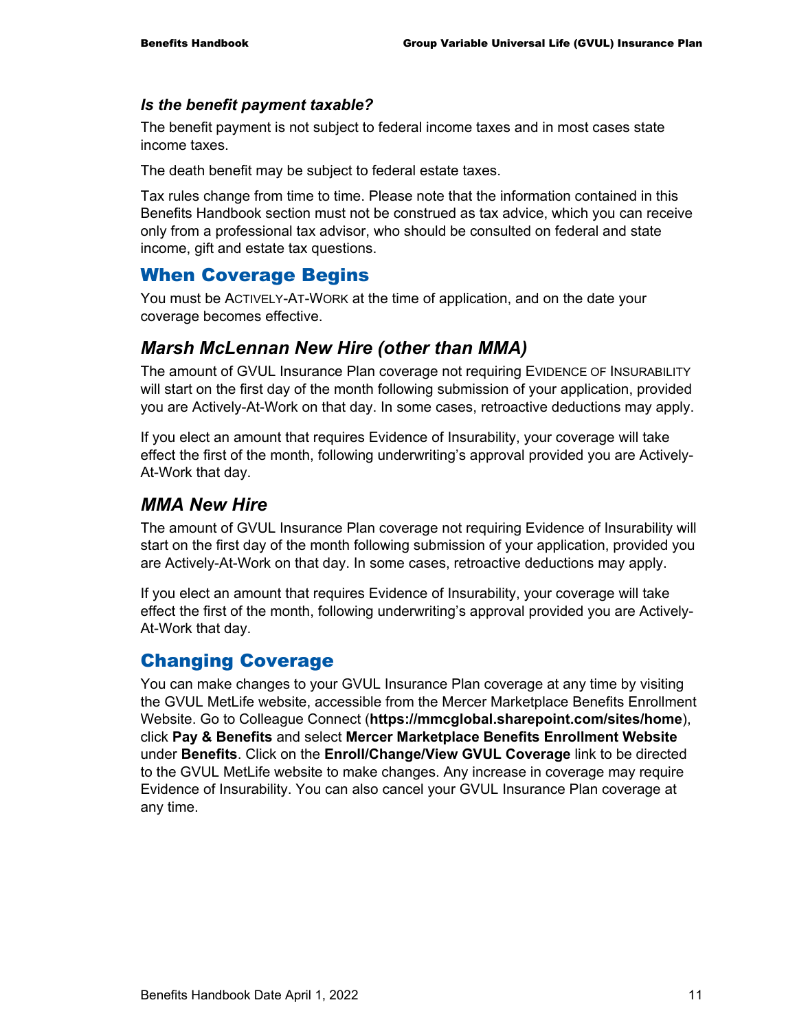### *Is the benefit payment taxable?*

The benefit payment is not subject to federal income taxes and in most cases state income taxes.

The death benefit may be subject to federal estate taxes.

Tax rules change from time to time. Please note that the information contained in this Benefits Handbook section must not be construed as tax advice, which you can receive only from a professional tax advisor, who should be consulted on federal and state income, gift and estate tax questions.

## When Coverage Begins

You must be ACTIVELY-AT-WORK at the time of application, and on the date your coverage becomes effective.

### *Marsh McLennan New Hire (other than MMA)*

The amount of GVUL Insurance Plan coverage not requiring EVIDENCE OF INSURABILITY will start on the first day of the month following submission of your application, provided you are Actively-At-Work on that day. In some cases, retroactive deductions may apply.

If you elect an amount that requires Evidence of Insurability, your coverage will take effect the first of the month, following underwriting's approval provided you are Actively-At-Work that day.

### *MMA New Hire*

The amount of GVUL Insurance Plan coverage not requiring Evidence of Insurability will start on the first day of the month following submission of your application, provided you are Actively-At-Work on that day. In some cases, retroactive deductions may apply.

If you elect an amount that requires Evidence of Insurability, your coverage will take effect the first of the month, following underwriting's approval provided you are Actively-At-Work that day.

## Changing Coverage

You can make changes to your GVUL Insurance Plan coverage at any time by visiting the GVUL MetLife website, accessible from the Mercer Marketplace Benefits Enrollment Website. Go to Colleague Connect (**https://mmcglobal.sharepoint.com/sites/home**), click **Pay & Benefits** and select **Mercer Marketplace Benefits Enrollment Website** under **Benefits**. Click on the **Enroll/Change/View GVUL Coverage** link to be directed to the GVUL MetLife website to make changes. Any increase in coverage may require Evidence of Insurability. You can also cancel your GVUL Insurance Plan coverage at any time.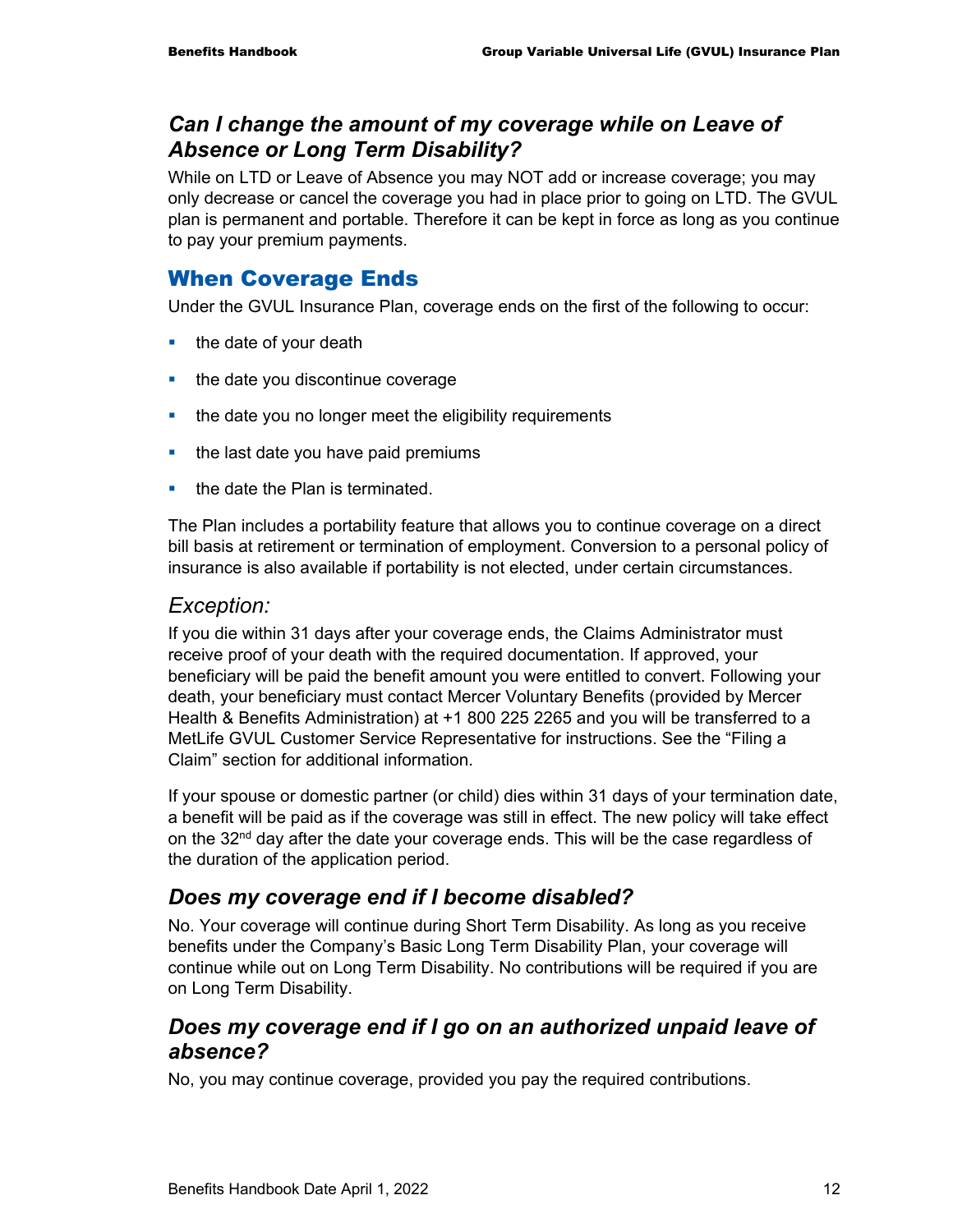### *Can I change the amount of my coverage while on Leave of Absence or Long Term Disability?*

While on LTD or Leave of Absence you may NOT add or increase coverage; you may only decrease or cancel the coverage you had in place prior to going on LTD. The GVUL plan is permanent and portable. Therefore it can be kept in force as long as you continue to pay your premium payments.

## When Coverage Ends

Under the GVUL Insurance Plan, coverage ends on the first of the following to occur:

- the date of your death
- the date you discontinue coverage
- the date you no longer meet the eligibility requirements
- the last date you have paid premiums
- the date the Plan is terminated.

The Plan includes a portability feature that allows you to continue coverage on a direct bill basis at retirement or termination of employment. Conversion to a personal policy of insurance is also available if portability is not elected, under certain circumstances.

### *Exception:*

If you die within 31 days after your coverage ends, the Claims Administrator must receive proof of your death with the required documentation. If approved, your beneficiary will be paid the benefit amount you were entitled to convert. Following your death, your beneficiary must contact Mercer Voluntary Benefits (provided by Mercer Health & Benefits Administration) at +1 800 225 2265 and you will be transferred to a MetLife GVUL Customer Service Representative for instructions. See the "Filing a Claim" section for additional information.

If your spouse or domestic partner (or child) dies within 31 days of your termination date, a benefit will be paid as if the coverage was still in effect. The new policy will take effect on the 32nd day after the date your coverage ends. This will be the case regardless of the duration of the application period.

### *Does my coverage end if I become disabled?*

No. Your coverage will continue during Short Term Disability. As long as you receive benefits under the Company's Basic Long Term Disability Plan, your coverage will continue while out on Long Term Disability. No contributions will be required if you are on Long Term Disability.

### *Does my coverage end if I go on an authorized unpaid leave of absence?*

No, you may continue coverage, provided you pay the required contributions.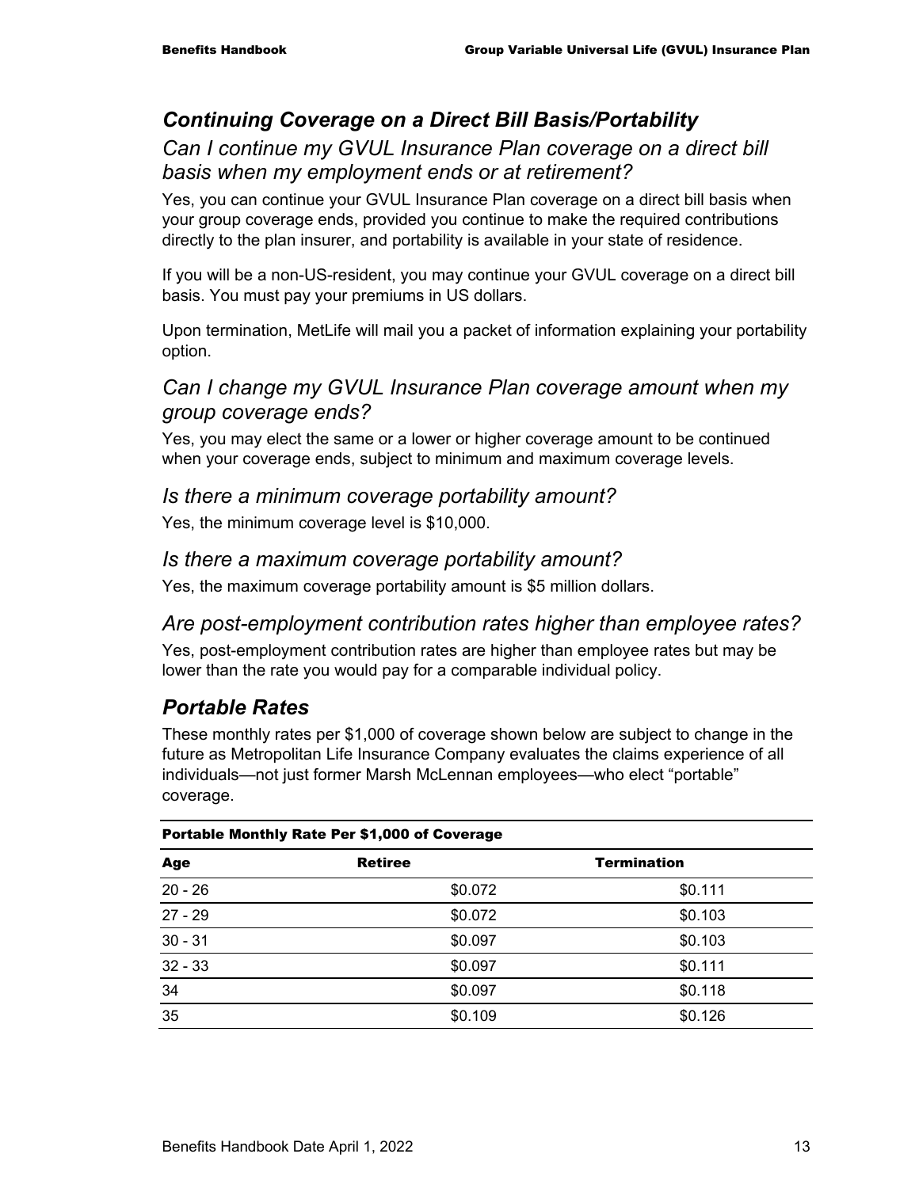## *Continuing Coverage on a Direct Bill Basis/Portability*

### *Can I continue my GVUL Insurance Plan coverage on a direct bill basis when my employment ends or at retirement?*

Yes, you can continue your GVUL Insurance Plan coverage on a direct bill basis when your group coverage ends, provided you continue to make the required contributions directly to the plan insurer, and portability is available in your state of residence.

If you will be a non-US-resident, you may continue your GVUL coverage on a direct bill basis. You must pay your premiums in US dollars.

Upon termination, MetLife will mail you a packet of information explaining your portability option.

### *Can I change my GVUL Insurance Plan coverage amount when my group coverage ends?*

Yes, you may elect the same or a lower or higher coverage amount to be continued when your coverage ends, subject to minimum and maximum coverage levels.

### *Is there a minimum coverage portability amount?*

Yes, the minimum coverage level is $10,000.

### *Is there a maximum coverage portability amount?*

Yes, the maximum coverage portability amount is $5 million dollars.

### *Are post-employment contribution rates higher than employee rates?*

Yes, post-employment contribution rates are higher than employee rates but may be lower than the rate you would pay for a comparable individual policy.

## *Portable Rates*

These monthly rates per $1,000 of coverage shown below are subject to change in the future as Metropolitan Life Insurance Company evaluates the claims experience of all individuals—not just former Marsh McLennan employees—who elect "portable" coverage.

**Portable Monthly Rate Per $1,000 of Coverage**

| Age | Retiree | Termination |
|---|---|---|
| 20 - 26 | $0.072 | $0.111 |
| 27 - 29 | $0.072 | $0.103 |
| 30 - 31 | $0.097 | $0.103 |
| 32 - 33 | $0.097 | $0.111 |
| 34 | $0.097 | $0.118 |
| 35 | $0.109 | $0.126 |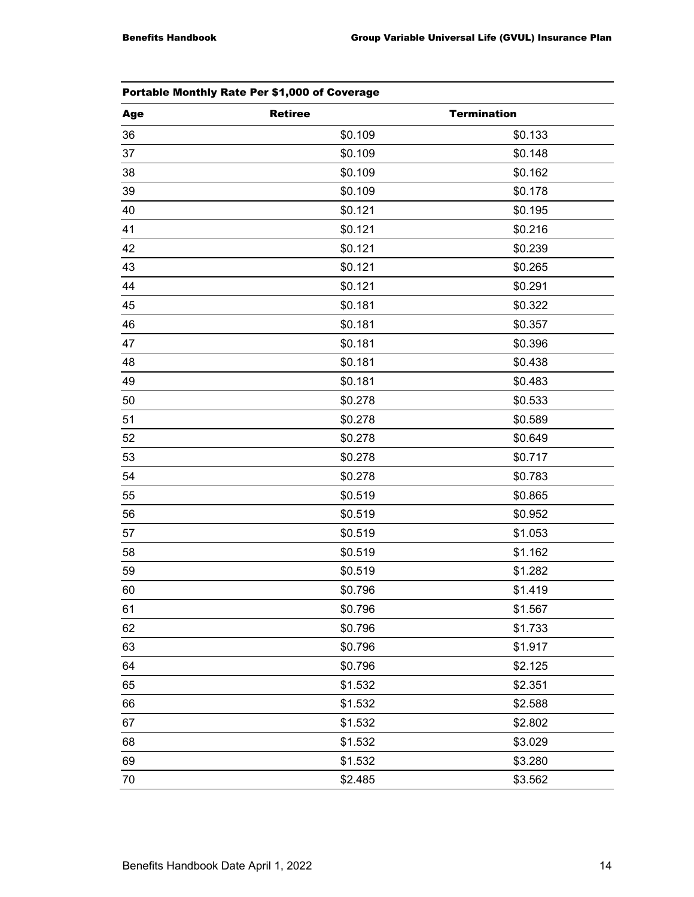**Portable Monthly Rate Per $1,000 of Coverage**

| Age | Retiree | Termination |
|---|---|---|
| 36 | $0.109 | $0.133 |
| 37 | $0.109 | $0.148 |
| 38 | $0.109 | $0.162 |
| 39 | $0.109 | $0.178 |
| 40 | $0.121 | $0.195 |
| 41 | $0.121 | $0.216 |
| 42 | $0.121 | $0.239 |
| 43 | $0.121 | $0.265 |
| 44 | $0.121 | $0.291 |
| 45 | $0.181 | $0.322 |
| 46 | $0.181 | $0.357 |
| 47 | $0.181 | $0.396 |
| 48 | $0.181 | $0.438 |
| 49 | $0.181 | $0.483 |
| 50 | $0.278 | $0.533 |
| 51 | $0.278 | $0.589 |
| 52 | $0.278 | $0.649 |
| 53 | $0.278 | $0.717 |
| 54 | $0.278 | $0.783 |
| 55 | $0.519 | $0.865 |
| 56 | $0.519 | $0.952 |
| 57 | $0.519 | $1.053 |
| 58 | $0.519 | $1.162 |
| 59 | $0.519 | $1.282 |
| 60 | $0.796 | $1.419 |
| 61 | $0.796 | $1.567 |
| 62 | $0.796 | $1.733 |
| 63 | $0.796 | $1.917 |
| 64 | $0.796 | $2.125 |
| 65 | $1.532 | $2.351 |
| 66 | $1.532 | $2.588 |
| 67 | $1.532 | $2.802 |
| 68 | $1.532 | $3.029 |
| 69 | $1.532 | $3.280 |
| 70 | $2.485 | $3.562 |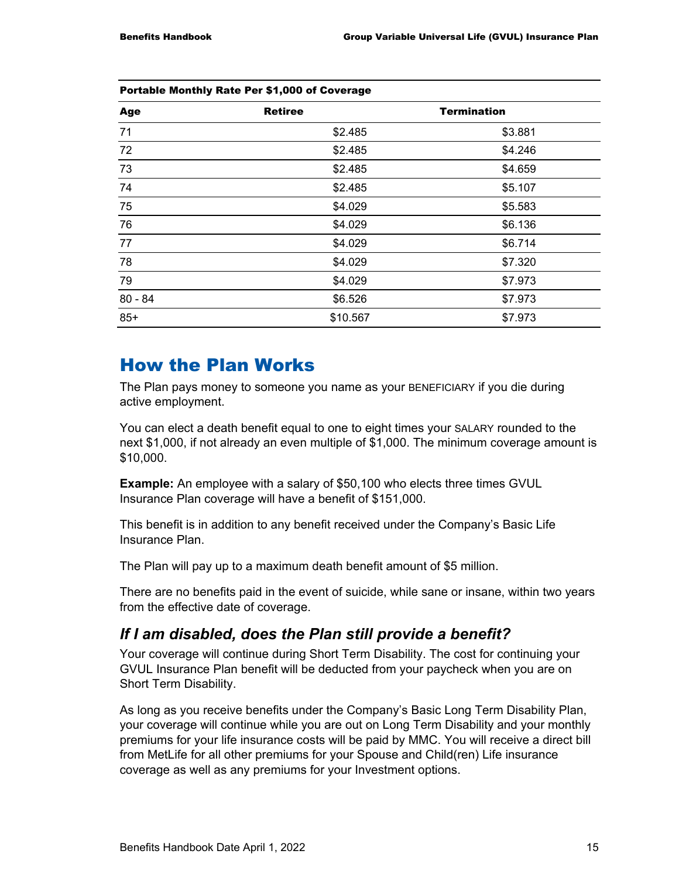| Portable Monthly Rate Per $1,000 of Coverage | | |
|---|---|---|
| **Age** | **Retiree** | **Termination** |
| 71 | $2.485 | $3.881 |
| 72 | $2.485 | $4.246 |
| 73 | $2.485 | $4.659 |
| 74 | $2.485 | $5.107 |
| 75 | $4.029 | $5.583 |
| 76 | $4.029 | $6.136 |
| 77 | $4.029 | $6.714 |
| 78 | $4.029 | $7.320 |
| 79 | $4.029 | $7.973 |
| 80 - 84 | $6.526 | $7.973 |
| 85+ | $10.567 | $7.973 |

# How the Plan Works

The Plan pays money to someone you name as your BENEFICIARY if you die during active employment.

You can elect a death benefit equal to one to eight times your SALARY rounded to the next $1,000, if not already an even multiple of $1,000. The minimum coverage amount is $10,000.

**Example:** An employee with a salary of $50,100 who elects three times GVUL Insurance Plan coverage will have a benefit of $151,000.

This benefit is in addition to any benefit received under the Company's Basic Life Insurance Plan.

The Plan will pay up to a maximum death benefit amount of $5 million.

There are no benefits paid in the event of suicide, while sane or insane, within two years from the effective date of coverage.

## *If I am disabled, does the Plan still provide a benefit?*

Your coverage will continue during Short Term Disability. The cost for continuing your GVUL Insurance Plan benefit will be deducted from your paycheck when you are on Short Term Disability.

As long as you receive benefits under the Company's Basic Long Term Disability Plan, your coverage will continue while you are out on Long Term Disability and your monthly premiums for your life insurance costs will be paid by MMC. You will receive a direct bill from MetLife for all other premiums for your Spouse and Child(ren) Life insurance coverage as well as any premiums for your Investment options.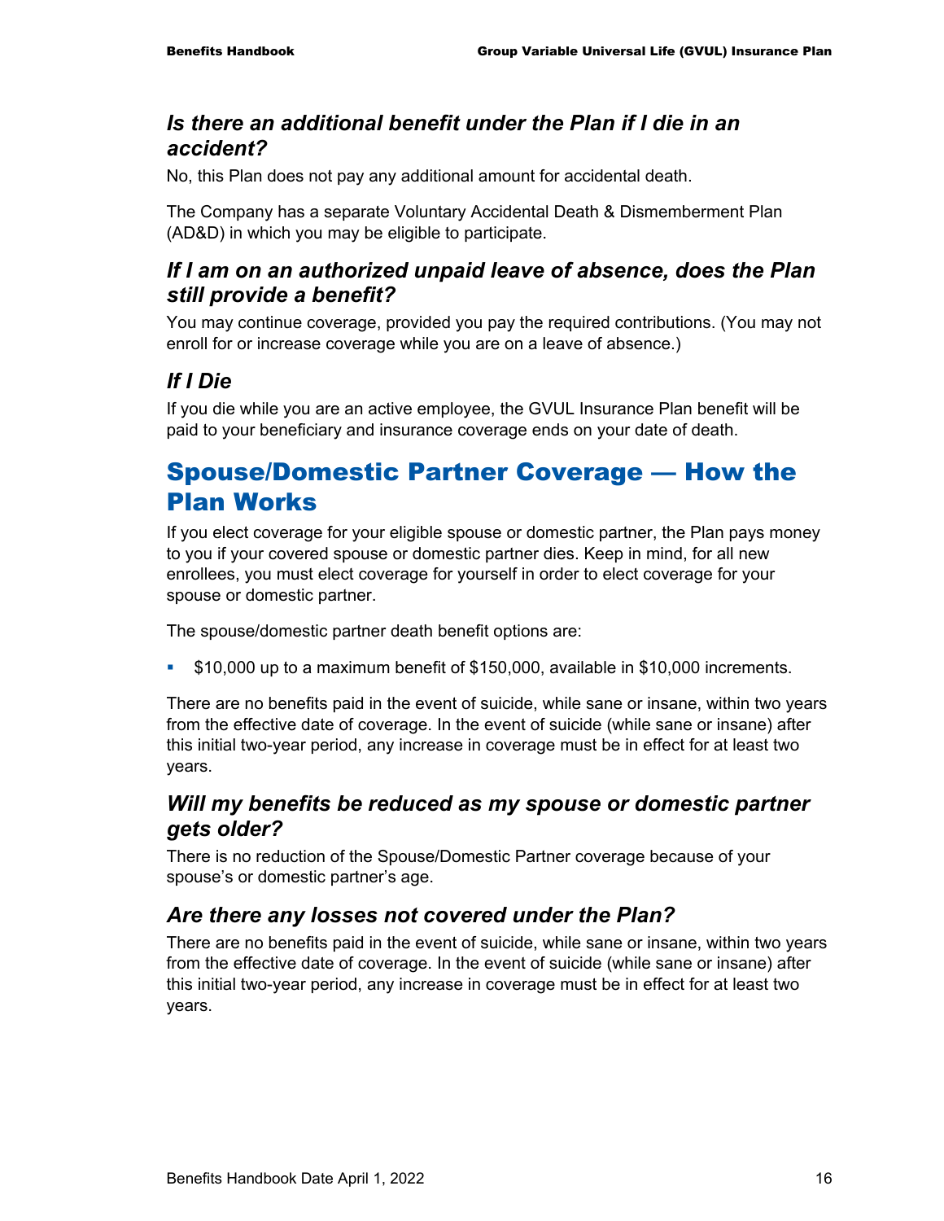### *Is there an additional benefit under the Plan if I die in an accident?*

No, this Plan does not pay any additional amount for accidental death.

The Company has a separate Voluntary Accidental Death & Dismemberment Plan (AD&D) in which you may be eligible to participate.

### *If I am on an authorized unpaid leave of absence, does the Plan still provide a benefit?*

You may continue coverage, provided you pay the required contributions. (You may not enroll for or increase coverage while you are on a leave of absence.)

### *If I Die*

If you die while you are an active employee, the GVUL Insurance Plan benefit will be paid to your beneficiary and insurance coverage ends on your date of death.

## Spouse/Domestic Partner Coverage — How the Plan Works

If you elect coverage for your eligible spouse or domestic partner, the Plan pays money to you if your covered spouse or domestic partner dies. Keep in mind, for all new enrollees, you must elect coverage for yourself in order to elect coverage for your spouse or domestic partner.

The spouse/domestic partner death benefit options are:

- $10,000 up to a maximum benefit of $150,000, available in $10,000 increments.

There are no benefits paid in the event of suicide, while sane or insane, within two years from the effective date of coverage. In the event of suicide (while sane or insane) after this initial two-year period, any increase in coverage must be in effect for at least two years.

### *Will my benefits be reduced as my spouse or domestic partner gets older?*

There is no reduction of the Spouse/Domestic Partner coverage because of your spouse's or domestic partner's age.

### *Are there any losses not covered under the Plan?*

There are no benefits paid in the event of suicide, while sane or insane, within two years from the effective date of coverage. In the event of suicide (while sane or insane) after this initial two-year period, any increase in coverage must be in effect for at least two years.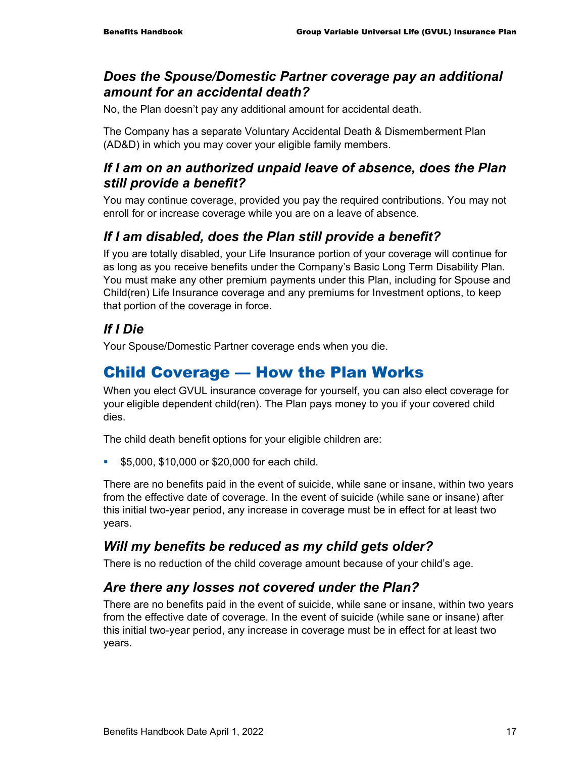### *Does the Spouse/Domestic Partner coverage pay an additional amount for an accidental death?*

No, the Plan doesn't pay any additional amount for accidental death.

The Company has a separate Voluntary Accidental Death & Dismemberment Plan (AD&D) in which you may cover your eligible family members.

### *If I am on an authorized unpaid leave of absence, does the Plan still provide a benefit?*

You may continue coverage, provided you pay the required contributions. You may not enroll for or increase coverage while you are on a leave of absence.

### *If I am disabled, does the Plan still provide a benefit?*

If you are totally disabled, your Life Insurance portion of your coverage will continue for as long as you receive benefits under the Company's Basic Long Term Disability Plan. You must make any other premium payments under this Plan, including for Spouse and Child(ren) Life Insurance coverage and any premiums for Investment options, to keep that portion of the coverage in force.

### *If I Die*

Your Spouse/Domestic Partner coverage ends when you die.

## Child Coverage — How the Plan Works

When you elect GVUL insurance coverage for yourself, you can also elect coverage for your eligible dependent child(ren). The Plan pays money to you if your covered child dies.

The child death benefit options for your eligible children are:

- $5,000, $10,000 or $20,000 for each child.

There are no benefits paid in the event of suicide, while sane or insane, within two years from the effective date of coverage. In the event of suicide (while sane or insane) after this initial two-year period, any increase in coverage must be in effect for at least two years.

### *Will my benefits be reduced as my child gets older?*

There is no reduction of the child coverage amount because of your child's age.

### *Are there any losses not covered under the Plan?*

There are no benefits paid in the event of suicide, while sane or insane, within two years from the effective date of coverage. In the event of suicide (while sane or insane) after this initial two-year period, any increase in coverage must be in effect for at least two years.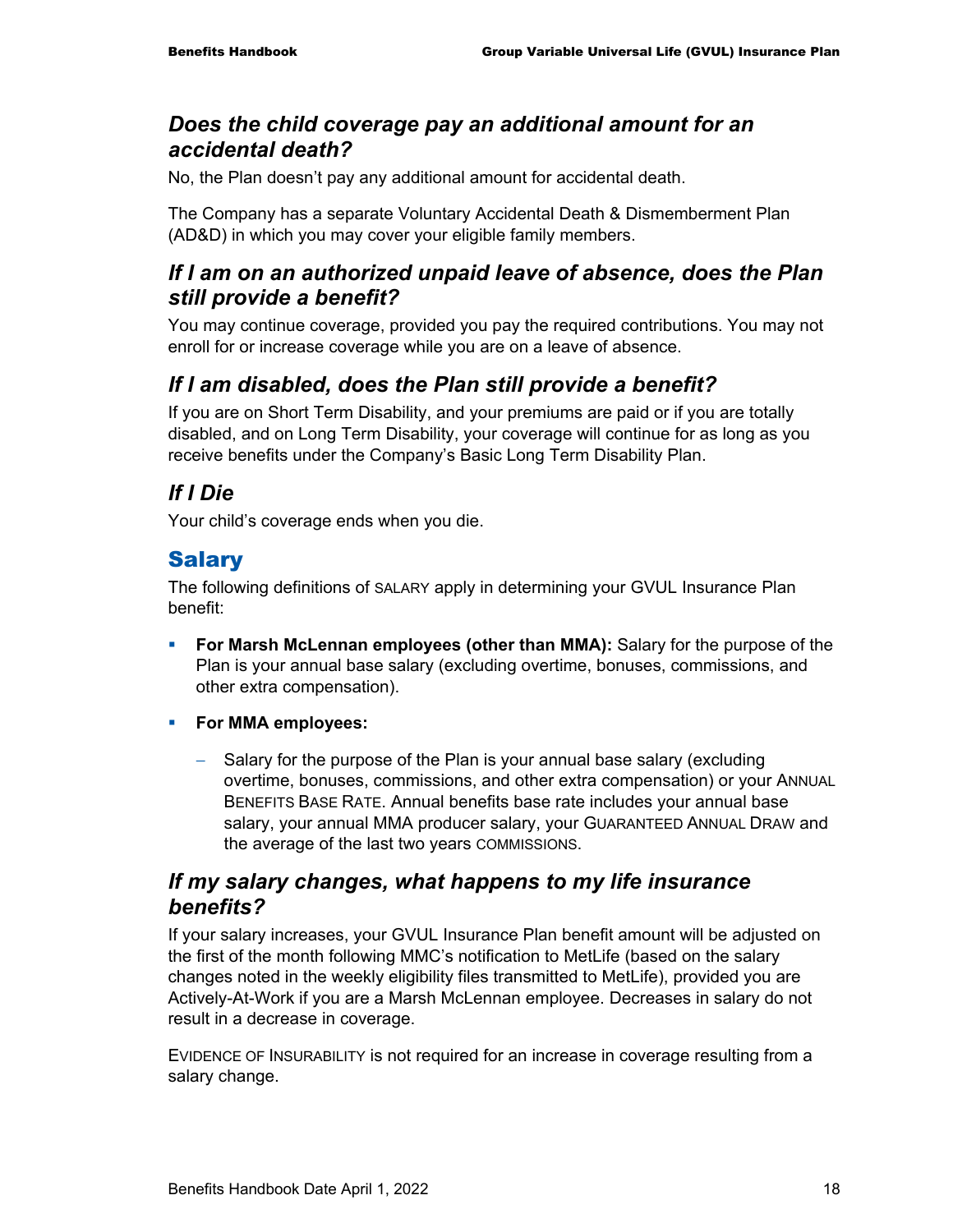### *Does the child coverage pay an additional amount for an accidental death?*

No, the Plan doesn't pay any additional amount for accidental death.

The Company has a separate Voluntary Accidental Death & Dismemberment Plan (AD&D) in which you may cover your eligible family members.

### *If I am on an authorized unpaid leave of absence, does the Plan still provide a benefit?*

You may continue coverage, provided you pay the required contributions. You may not enroll for or increase coverage while you are on a leave of absence.

### *If I am disabled, does the Plan still provide a benefit?*

If you are on Short Term Disability, and your premiums are paid or if you are totally disabled, and on Long Term Disability, your coverage will continue for as long as you receive benefits under the Company's Basic Long Term Disability Plan.

### *If I Die*

Your child's coverage ends when you die.

## Salary

The following definitions of SALARY apply in determining your GVUL Insurance Plan benefit:

- **For Marsh McLennan employees (other than MMA):** Salary for the purpose of the Plan is your annual base salary (excluding overtime, bonuses, commissions, and other extra compensation).
- **For MMA employees:**
  - Salary for the purpose of the Plan is your annual base salary (excluding overtime, bonuses, commissions, and other extra compensation) or your ANNUAL BENEFITS BASE RATE. Annual benefits base rate includes your annual base salary, your annual MMA producer salary, your GUARANTEED ANNUAL DRAW and the average of the last two years COMMISSIONS.

### *If my salary changes, what happens to my life insurance benefits?*

If your salary increases, your GVUL Insurance Plan benefit amount will be adjusted on the first of the month following MMC's notification to MetLife (based on the salary changes noted in the weekly eligibility files transmitted to MetLife), provided you are Actively-At-Work if you are a Marsh McLennan employee. Decreases in salary do not result in a decrease in coverage.

EVIDENCE OF INSURABILITY is not required for an increase in coverage resulting from a salary change.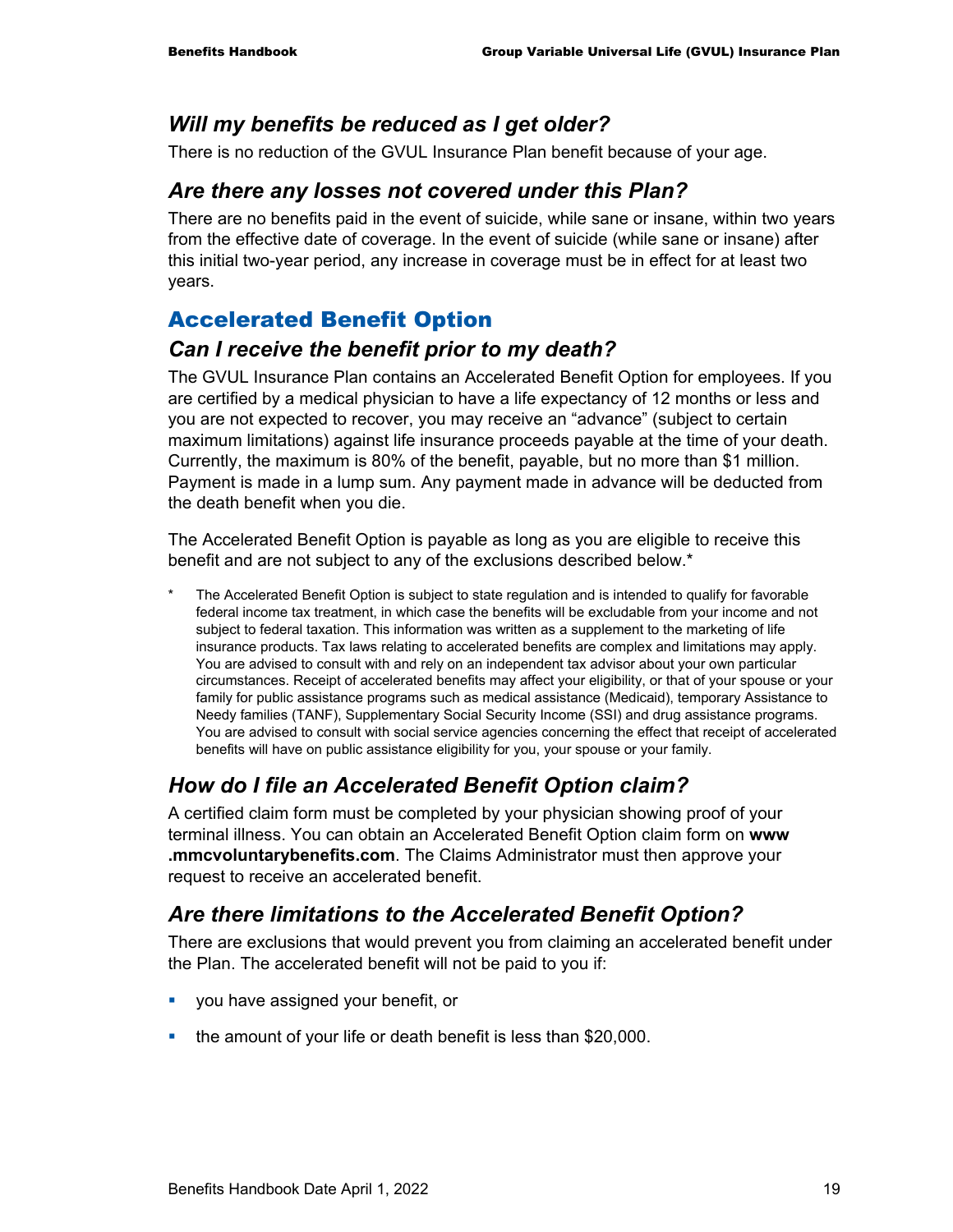### *Will my benefits be reduced as I get older?*

There is no reduction of the GVUL Insurance Plan benefit because of your age.

### *Are there any losses not covered under this Plan?*

There are no benefits paid in the event of suicide, while sane or insane, within two years from the effective date of coverage. In the event of suicide (while sane or insane) after this initial two-year period, any increase in coverage must be in effect for at least two years.

## Accelerated Benefit Option

### *Can I receive the benefit prior to my death?*

The GVUL Insurance Plan contains an Accelerated Benefit Option for employees. If you are certified by a medical physician to have a life expectancy of 12 months or less and you are not expected to recover, you may receive an "advance" (subject to certain maximum limitations) against life insurance proceeds payable at the time of your death. Currently, the maximum is 80% of the benefit, payable, but no more than $1 million. Payment is made in a lump sum. Any payment made in advance will be deducted from the death benefit when you die.

The Accelerated Benefit Option is payable as long as you are eligible to receive this benefit and are not subject to any of the exclusions described below.*

\* The Accelerated Benefit Option is subject to state regulation and is intended to qualify for favorable federal income tax treatment, in which case the benefits will be excludable from your income and not subject to federal taxation. This information was written as a supplement to the marketing of life insurance products. Tax laws relating to accelerated benefits are complex and limitations may apply. You are advised to consult with and rely on an independent tax advisor about your own particular circumstances. Receipt of accelerated benefits may affect your eligibility, or that of your spouse or your family for public assistance programs such as medical assistance (Medicaid), temporary Assistance to Needy families (TANF), Supplementary Social Security Income (SSI) and drug assistance programs. You are advised to consult with social service agencies concerning the effect that receipt of accelerated benefits will have on public assistance eligibility for you, your spouse or your family.

### *How do I file an Accelerated Benefit Option claim?*

A certified claim form must be completed by your physician showing proof of your terminal illness. You can obtain an Accelerated Benefit Option claim form on **www.mmcvoluntarybenefits.com**. The Claims Administrator must then approve your request to receive an accelerated benefit.

### *Are there limitations to the Accelerated Benefit Option?*

There are exclusions that would prevent you from claiming an accelerated benefit under the Plan. The accelerated benefit will not be paid to you if:

- you have assigned your benefit, or
- the amount of your life or death benefit is less than $20,000.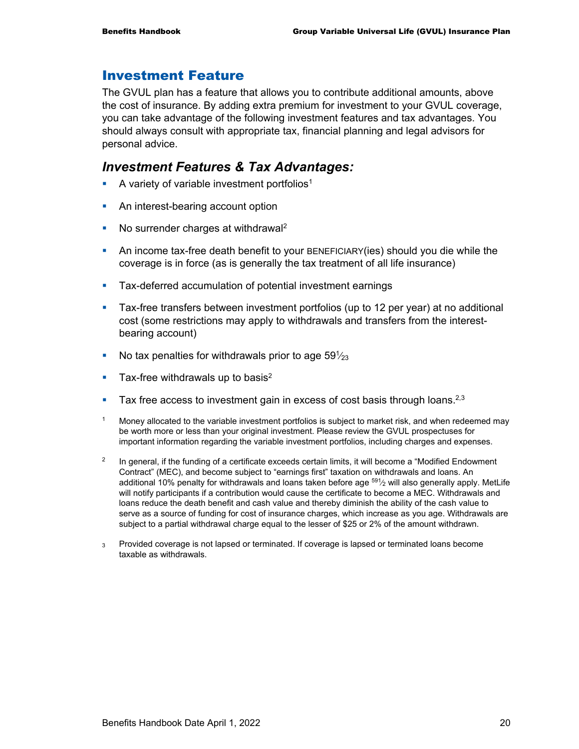## Investment Feature

The GVUL plan has a feature that allows you to contribute additional amounts, above the cost of insurance. By adding extra premium for investment to your GVUL coverage, you can take advantage of the following investment features and tax advantages. You should always consult with appropriate tax, financial planning and legal advisors for personal advice.

### *Investment Features & Tax Advantages:*

- A variety of variable investment portfolios[1]
- An interest-bearing account option
- No surrender charges at withdrawal[2]
- An income tax-free death benefit to your BENEFICIARY(ies) should you die while the coverage is in force (as is generally the tax treatment of all life insurance)
- Tax-deferred accumulation of potential investment earnings
- Tax-free transfers between investment portfolios (up to 12 per year) at no additional cost (some restrictions may apply to withdrawals and transfers from the interest-bearing account)
- No tax penalties for withdrawals prior to age 59½[3]
- Tax-free withdrawals up to basis[2]
- Tax free access to investment gain in excess of cost basis through loans.[2,3]

[1] Money allocated to the variable investment portfolios is subject to market risk, and when redeemed may be worth more or less than your original investment. Please review the GVUL prospectuses for important information regarding the variable investment portfolios, including charges and expenses.

[2] In general, if the funding of a certificate exceeds certain limits, it will become a "Modified Endowment Contract" (MEC), and become subject to "earnings first" taxation on withdrawals and loans. An additional 10% penalty for withdrawals and loans taken before age 59½ will also generally apply. MetLife will notify participants if a contribution would cause the certificate to become a MEC. Withdrawals and loans reduce the death benefit and cash value and thereby diminish the ability of the cash value to serve as a source of funding for cost of insurance charges, which increase as you age. Withdrawals are subject to a partial withdrawal charge equal to the lesser of $25 or 2% of the amount withdrawn.

[3] Provided coverage is not lapsed or terminated. If coverage is lapsed or terminated loans become taxable as withdrawals.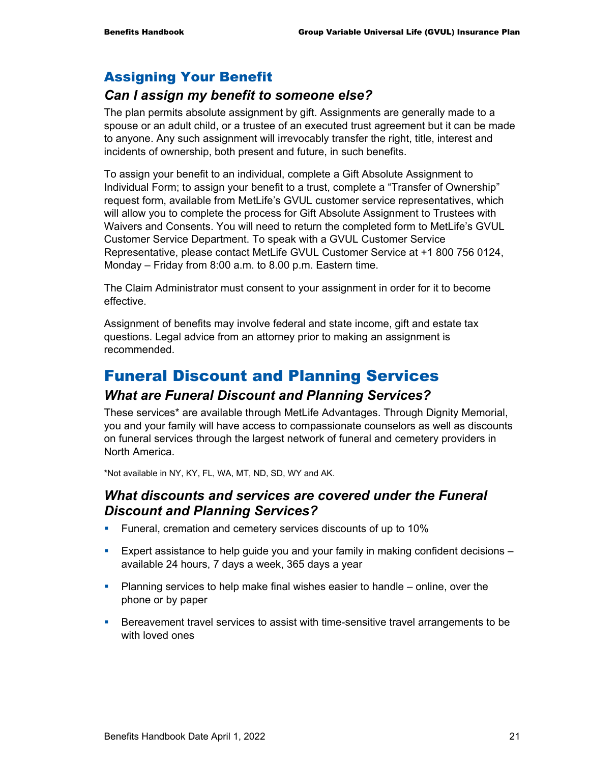## Assigning Your Benefit

### *Can I assign my benefit to someone else?*

The plan permits absolute assignment by gift. Assignments are generally made to a spouse or an adult child, or a trustee of an executed trust agreement but it can be made to anyone. Any such assignment will irrevocably transfer the right, title, interest and incidents of ownership, both present and future, in such benefits.

To assign your benefit to an individual, complete a Gift Absolute Assignment to Individual Form; to assign your benefit to a trust, complete a "Transfer of Ownership" request form, available from MetLife's GVUL customer service representatives, which will allow you to complete the process for Gift Absolute Assignment to Trustees with Waivers and Consents. You will need to return the completed form to MetLife's GVUL Customer Service Department. To speak with a GVUL Customer Service Representative, please contact MetLife GVUL Customer Service at +1 800 756 0124, Monday – Friday from 8:00 a.m. to 8.00 p.m. Eastern time.

The Claim Administrator must consent to your assignment in order for it to become effective.

Assignment of benefits may involve federal and state income, gift and estate tax questions. Legal advice from an attorney prior to making an assignment is recommended.

# Funeral Discount and Planning Services

### *What are Funeral Discount and Planning Services?*

These services* are available through MetLife Advantages. Through Dignity Memorial, you and your family will have access to compassionate counselors as well as discounts on funeral services through the largest network of funeral and cemetery providers in North America.

*Not available in NY, KY, FL, WA, MT, ND, SD, WY and AK.

### *What discounts and services are covered under the Funeral Discount and Planning Services?*

- Funeral, cremation and cemetery services discounts of up to 10%
- Expert assistance to help guide you and your family in making confident decisions – available 24 hours, 7 days a week, 365 days a year
- Planning services to help make final wishes easier to handle – online, over the phone or by paper
- Bereavement travel services to assist with time-sensitive travel arrangements to be with loved ones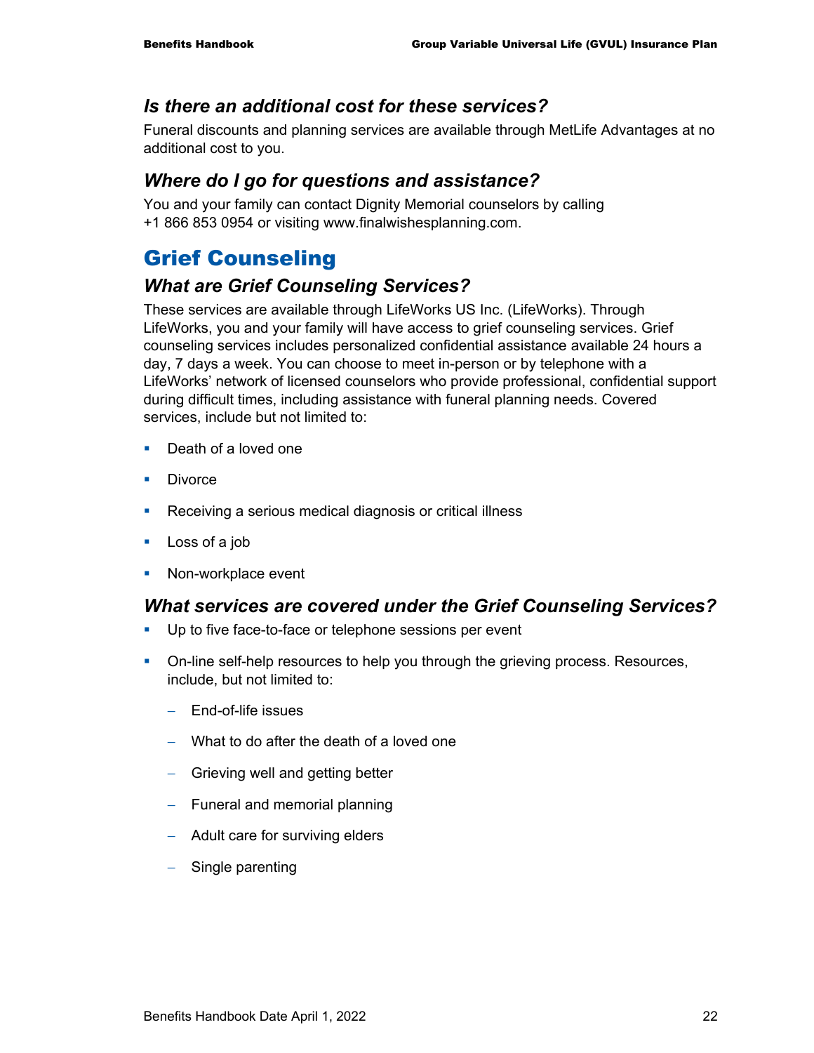### *Is there an additional cost for these services?*

Funeral discounts and planning services are available through MetLife Advantages at no additional cost to you.

### *Where do I go for questions and assistance?*

You and your family can contact Dignity Memorial counselors by calling +1 866 853 0954 or visiting www.finalwishesplanning.com.

## Grief Counseling

### *What are Grief Counseling Services?*

These services are available through LifeWorks US Inc. (LifeWorks). Through LifeWorks, you and your family will have access to grief counseling services. Grief counseling services includes personalized confidential assistance available 24 hours a day, 7 days a week. You can choose to meet in-person or by telephone with a LifeWorks' network of licensed counselors who provide professional, confidential support during difficult times, including assistance with funeral planning needs. Covered services, include but not limited to:

- Death of a loved one
- Divorce
- Receiving a serious medical diagnosis or critical illness
- Loss of a job
- Non-workplace event

### *What services are covered under the Grief Counseling Services?*

- Up to five face-to-face or telephone sessions per event
- On-line self-help resources to help you through the grieving process. Resources, include, but not limited to:
  - End-of-life issues
  - What to do after the death of a loved one
  - Grieving well and getting better
  - Funeral and memorial planning
  - Adult care for surviving elders
  - Single parenting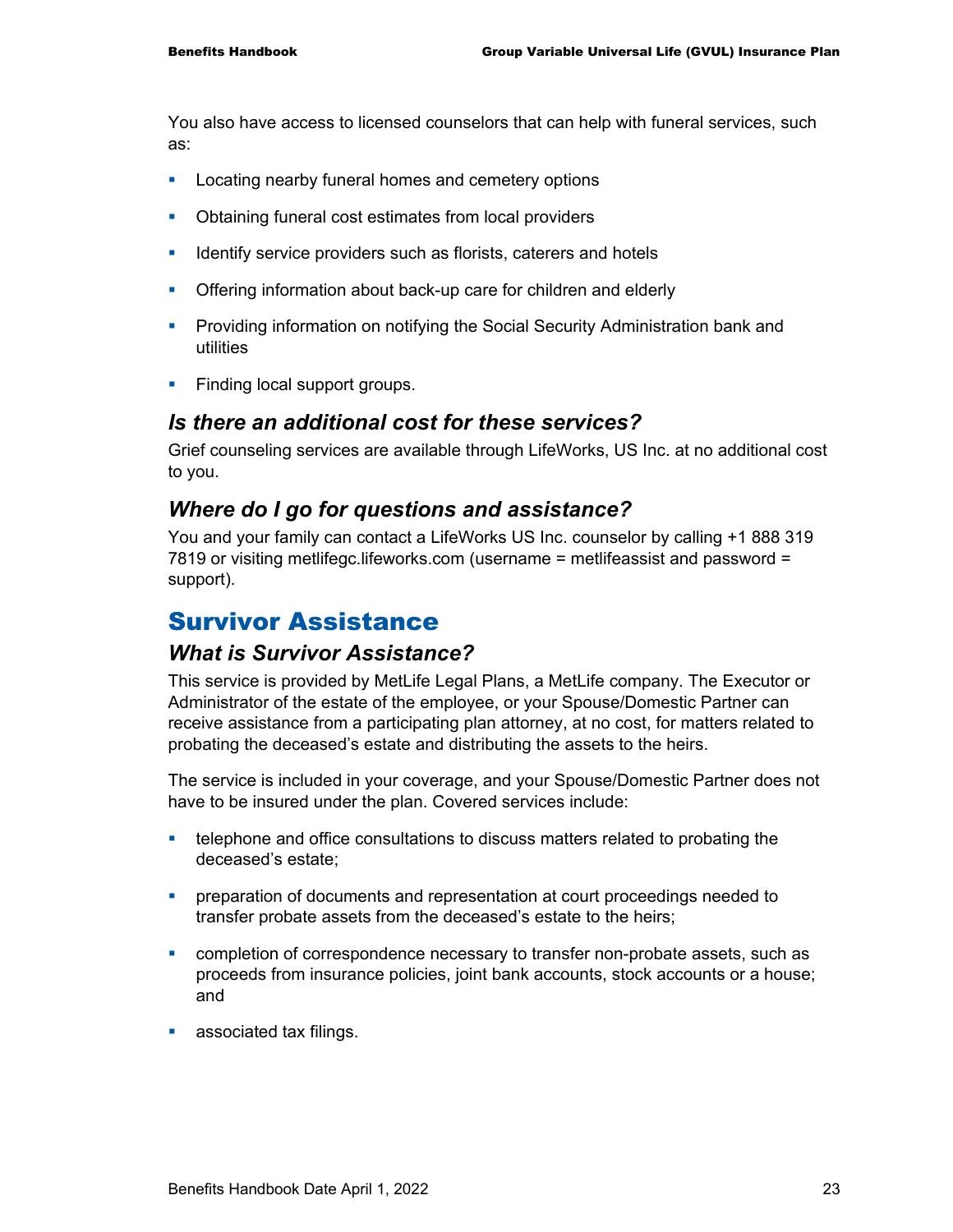You also have access to licensed counselors that can help with funeral services, such as:

- Locating nearby funeral homes and cemetery options
- Obtaining funeral cost estimates from local providers
- Identify service providers such as florists, caterers and hotels
- Offering information about back-up care for children and elderly
- Providing information on notifying the Social Security Administration bank and utilities
- Finding local support groups.

### *Is there an additional cost for these services?*

Grief counseling services are available through LifeWorks, US Inc. at no additional cost to you.

### *Where do I go for questions and assistance?*

You and your family can contact a LifeWorks US Inc. counselor by calling +1 888 319 7819 or visiting metlifegc.lifeworks.com (username = metlifeassist and password = support).

## Survivor Assistance

### *What is Survivor Assistance?*

This service is provided by MetLife Legal Plans, a MetLife company. The Executor or Administrator of the estate of the employee, or your Spouse/Domestic Partner can receive assistance from a participating plan attorney, at no cost, for matters related to probating the deceased's estate and distributing the assets to the heirs.

The service is included in your coverage, and your Spouse/Domestic Partner does not have to be insured under the plan. Covered services include:

- telephone and office consultations to discuss matters related to probating the deceased's estate;
- preparation of documents and representation at court proceedings needed to transfer probate assets from the deceased's estate to the heirs;
- completion of correspondence necessary to transfer non-probate assets, such as proceeds from insurance policies, joint bank accounts, stock accounts or a house; and
- associated tax filings.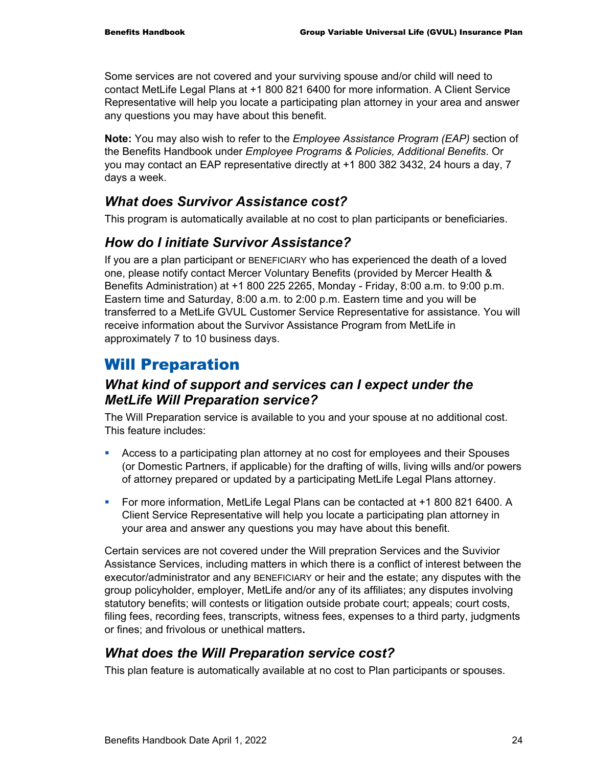Some services are not covered and your surviving spouse and/or child will need to contact MetLife Legal Plans at +1 800 821 6400 for more information. A Client Service Representative will help you locate a participating plan attorney in your area and answer any questions you may have about this benefit.

**Note:** You may also wish to refer to the *Employee Assistance Program (EAP)* section of the Benefits Handbook under *Employee Programs & Policies, Additional Benefits*. Or you may contact an EAP representative directly at +1 800 382 3432, 24 hours a day, 7 days a week.

### *What does Survivor Assistance cost?*

This program is automatically available at no cost to plan participants or beneficiaries.

### *How do I initiate Survivor Assistance?*

If you are a plan participant or BENEFICIARY who has experienced the death of a loved one, please notify contact Mercer Voluntary Benefits (provided by Mercer Health & Benefits Administration) at +1 800 225 2265, Monday - Friday, 8:00 a.m. to 9:00 p.m. Eastern time and Saturday, 8:00 a.m. to 2:00 p.m. Eastern time and you will be transferred to a MetLife GVUL Customer Service Representative for assistance. You will receive information about the Survivor Assistance Program from MetLife in approximately 7 to 10 business days.

## Will Preparation

### *What kind of support and services can I expect under the MetLife Will Preparation service?*

The Will Preparation service is available to you and your spouse at no additional cost. This feature includes:

- Access to a participating plan attorney at no cost for employees and their Spouses (or Domestic Partners, if applicable) for the drafting of wills, living wills and/or powers of attorney prepared or updated by a participating MetLife Legal Plans attorney.
- For more information, MetLife Legal Plans can be contacted at +1 800 821 6400. A Client Service Representative will help you locate a participating plan attorney in your area and answer any questions you may have about this benefit.

Certain services are not covered under the Will prepration Services and the Suvivior Assistance Services, including matters in which there is a conflict of interest between the executor/administrator and any BENEFICIARY or heir and the estate; any disputes with the group policyholder, employer, MetLife and/or any of its affiliates; any disputes involving statutory benefits; will contests or litigation outside probate court; appeals; court costs, filing fees, recording fees, transcripts, witness fees, expenses to a third party, judgments or fines; and frivolous or unethical matters**.**

### *What does the Will Preparation service cost?*

This plan feature is automatically available at no cost to Plan participants or spouses.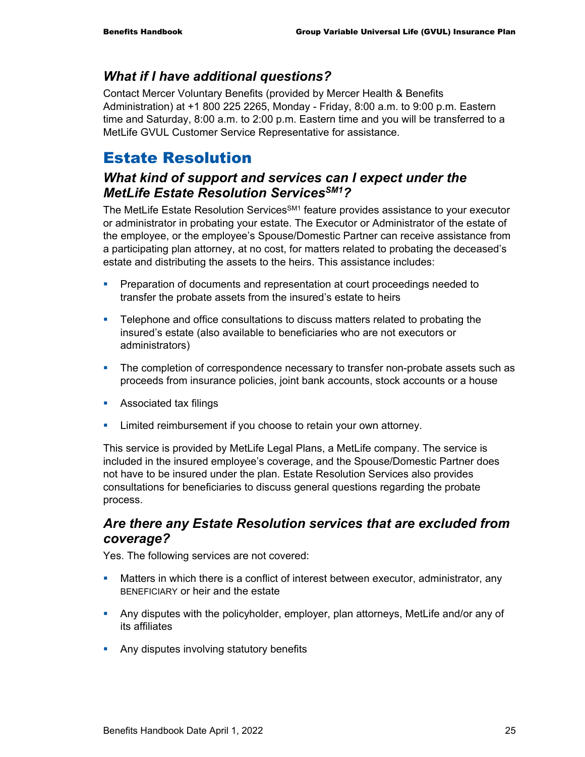### *What if I have additional questions?*

Contact Mercer Voluntary Benefits (provided by Mercer Health & Benefits Administration) at +1 800 225 2265, Monday - Friday, 8:00 a.m. to 9:00 p.m. Eastern time and Saturday, 8:00 a.m. to 2:00 p.m. Eastern time and you will be transferred to a MetLife GVUL Customer Service Representative for assistance.

## Estate Resolution

### *What kind of support and services can I expect under the MetLife Estate Resolution Services[SM1]?*

The MetLife Estate Resolution Services[SM1] feature provides assistance to your executor or administrator in probating your estate. The Executor or Administrator of the estate of the employee, or the employee's Spouse/Domestic Partner can receive assistance from a participating plan attorney, at no cost, for matters related to probating the deceased's estate and distributing the assets to the heirs. This assistance includes:

- Preparation of documents and representation at court proceedings needed to transfer the probate assets from the insured's estate to heirs
- Telephone and office consultations to discuss matters related to probating the insured's estate (also available to beneficiaries who are not executors or administrators)
- The completion of correspondence necessary to transfer non-probate assets such as proceeds from insurance policies, joint bank accounts, stock accounts or a house
- Associated tax filings
- Limited reimbursement if you choose to retain your own attorney.

This service is provided by MetLife Legal Plans, a MetLife company. The service is included in the insured employee's coverage, and the Spouse/Domestic Partner does not have to be insured under the plan. Estate Resolution Services also provides consultations for beneficiaries to discuss general questions regarding the probate process.

### *Are there any Estate Resolution services that are excluded from coverage?*

Yes. The following services are not covered:

- Matters in which there is a conflict of interest between executor, administrator, any BENEFICIARY or heir and the estate
- Any disputes with the policyholder, employer, plan attorneys, MetLife and/or any of its affiliates
- Any disputes involving statutory benefits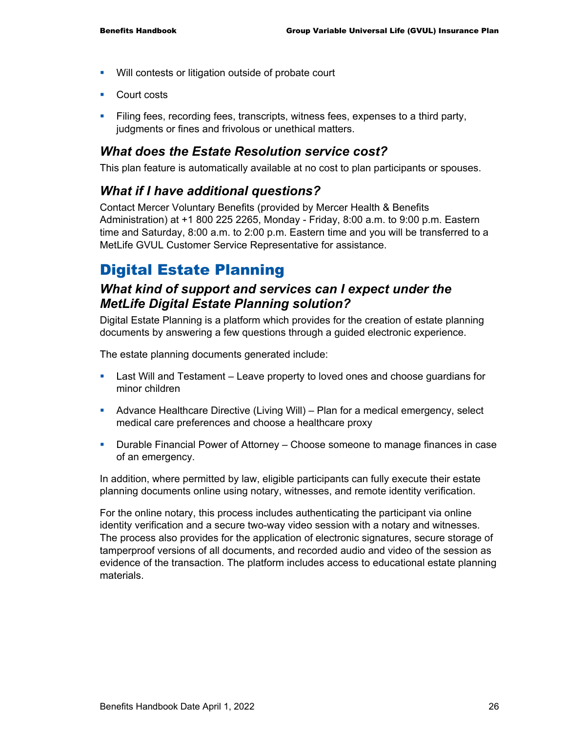- Will contests or litigation outside of probate court
- Court costs
- Filing fees, recording fees, transcripts, witness fees, expenses to a third party, judgments or fines and frivolous or unethical matters.

### *What does the Estate Resolution service cost?*

This plan feature is automatically available at no cost to plan participants or spouses.

### *What if I have additional questions?*

Contact Mercer Voluntary Benefits (provided by Mercer Health & Benefits Administration) at +1 800 225 2265, Monday - Friday, 8:00 a.m. to 9:00 p.m. Eastern time and Saturday, 8:00 a.m. to 2:00 p.m. Eastern time and you will be transferred to a MetLife GVUL Customer Service Representative for assistance.

## Digital Estate Planning

### *What kind of support and services can I expect under the MetLife Digital Estate Planning solution?*

Digital Estate Planning is a platform which provides for the creation of estate planning documents by answering a few questions through a guided electronic experience.

The estate planning documents generated include:

- Last Will and Testament – Leave property to loved ones and choose guardians for minor children
- Advance Healthcare Directive (Living Will) – Plan for a medical emergency, select medical care preferences and choose a healthcare proxy
- Durable Financial Power of Attorney – Choose someone to manage finances in case of an emergency.

In addition, where permitted by law, eligible participants can fully execute their estate planning documents online using notary, witnesses, and remote identity verification.

For the online notary, this process includes authenticating the participant via online identity verification and a secure two-way video session with a notary and witnesses. The process also provides for the application of electronic signatures, secure storage of tamperproof versions of all documents, and recorded audio and video of the session as evidence of the transaction. The platform includes access to educational estate planning materials.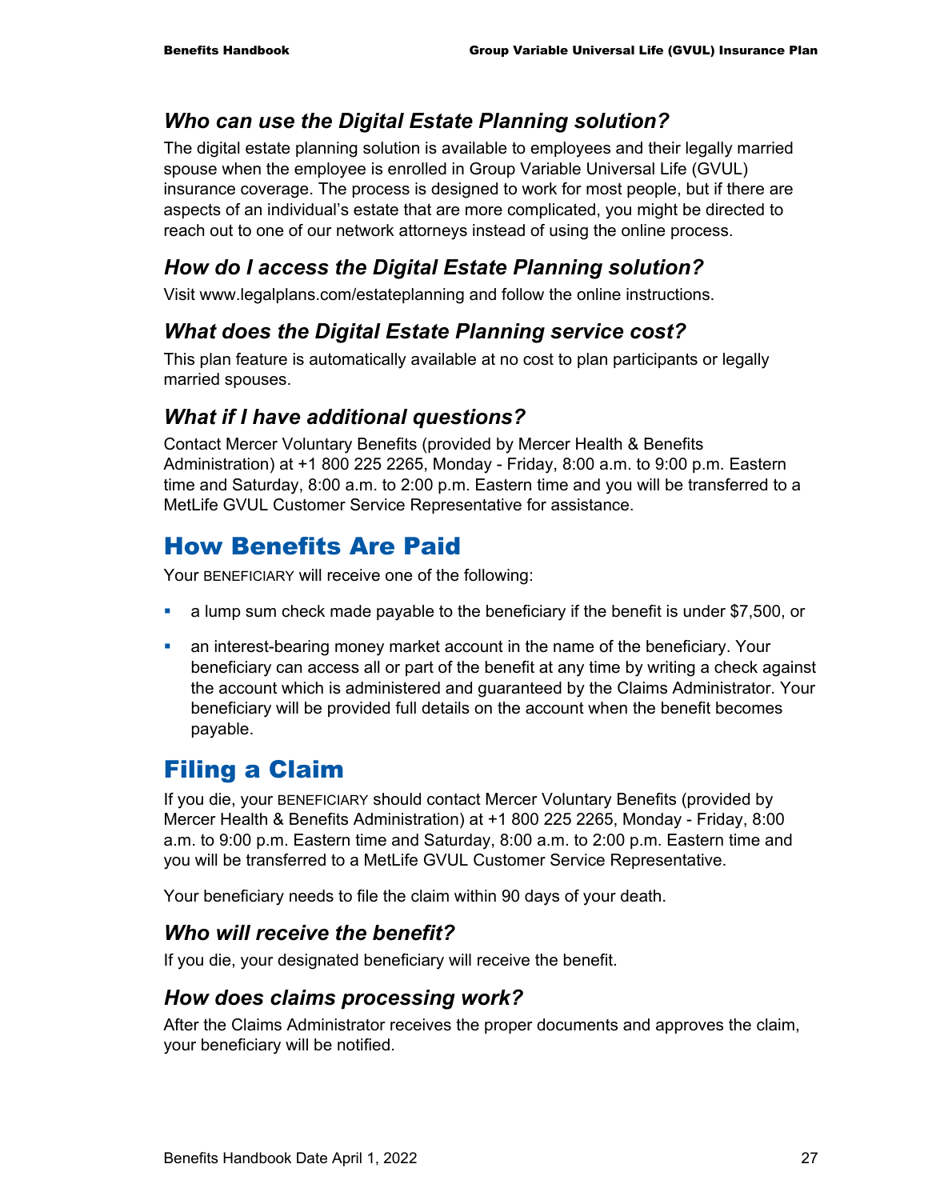### *Who can use the Digital Estate Planning solution?*

The digital estate planning solution is available to employees and their legally married spouse when the employee is enrolled in Group Variable Universal Life (GVUL) insurance coverage. The process is designed to work for most people, but if there are aspects of an individual's estate that are more complicated, you might be directed to reach out to one of our network attorneys instead of using the online process.

### *How do I access the Digital Estate Planning solution?*

Visit www.legalplans.com/estateplanning and follow the online instructions.

### *What does the Digital Estate Planning service cost?*

This plan feature is automatically available at no cost to plan participants or legally married spouses.

### *What if I have additional questions?*

Contact Mercer Voluntary Benefits (provided by Mercer Health & Benefits Administration) at +1 800 225 2265, Monday - Friday, 8:00 a.m. to 9:00 p.m. Eastern time and Saturday, 8:00 a.m. to 2:00 p.m. Eastern time and you will be transferred to a MetLife GVUL Customer Service Representative for assistance.

## How Benefits Are Paid

Your BENEFICIARY will receive one of the following:

- a lump sum check made payable to the beneficiary if the benefit is under $7,500, or
- an interest-bearing money market account in the name of the beneficiary. Your beneficiary can access all or part of the benefit at any time by writing a check against the account which is administered and guaranteed by the Claims Administrator. Your beneficiary will be provided full details on the account when the benefit becomes payable.

## Filing a Claim

If you die, your BENEFICIARY should contact Mercer Voluntary Benefits (provided by Mercer Health & Benefits Administration) at +1 800 225 2265, Monday - Friday, 8:00 a.m. to 9:00 p.m. Eastern time and Saturday, 8:00 a.m. to 2:00 p.m. Eastern time and you will be transferred to a MetLife GVUL Customer Service Representative.

Your beneficiary needs to file the claim within 90 days of your death.

### *Who will receive the benefit?*

If you die, your designated beneficiary will receive the benefit.

### *How does claims processing work?*

After the Claims Administrator receives the proper documents and approves the claim, your beneficiary will be notified.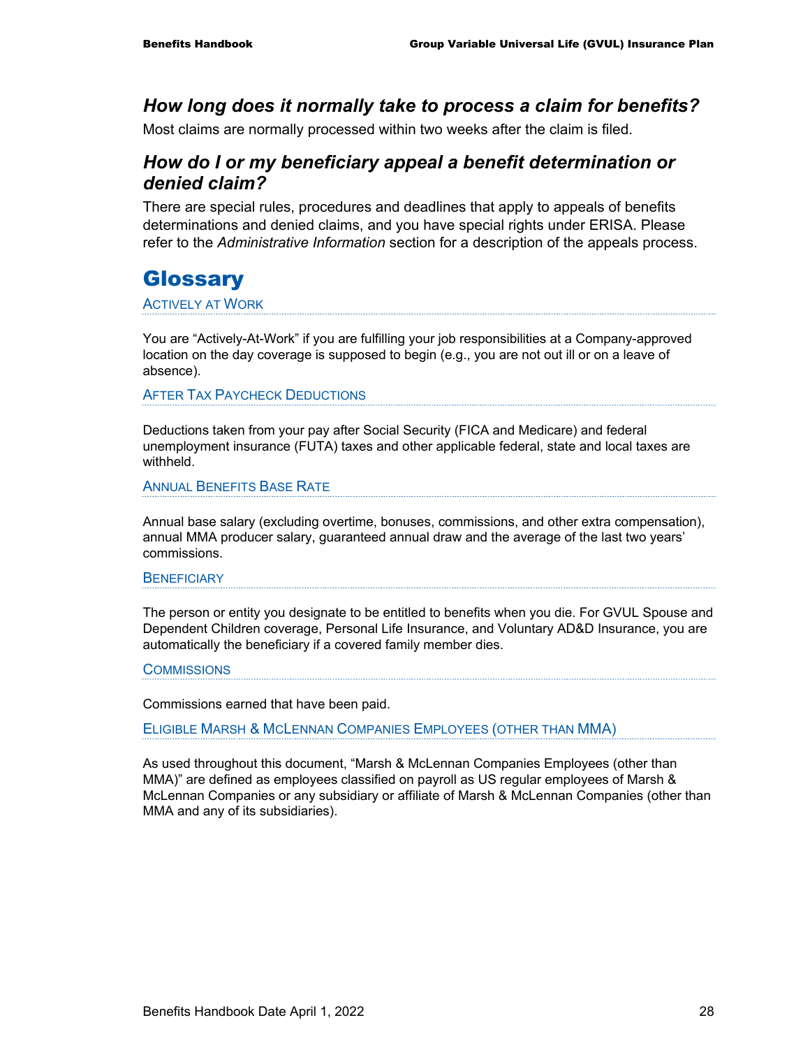### *How long does it normally take to process a claim for benefits?*

Most claims are normally processed within two weeks after the claim is filed.

### *How do I or my beneficiary appeal a benefit determination or denied claim?*

There are special rules, procedures and deadlines that apply to appeals of benefits determinations and denied claims, and you have special rights under ERISA. Please refer to the *Administrative Information* section for a description of the appeals process.

## Glossary

#### Actively at Work

You are "Actively-At-Work" if you are fulfilling your job responsibilities at a Company-approved location on the day coverage is supposed to begin (e.g., you are not out ill or on a leave of absence).

#### After Tax Paycheck Deductions

Deductions taken from your pay after Social Security (FICA and Medicare) and federal unemployment insurance (FUTA) taxes and other applicable federal, state and local taxes are withheld.

#### Annual Benefits Base Rate

Annual base salary (excluding overtime, bonuses, commissions, and other extra compensation), annual MMA producer salary, guaranteed annual draw and the average of the last two years' commissions.

#### Beneficiary

The person or entity you designate to be entitled to benefits when you die. For GVUL Spouse and Dependent Children coverage, Personal Life Insurance, and Voluntary AD&D Insurance, you are automatically the beneficiary if a covered family member dies.

#### Commissions

Commissions earned that have been paid.

#### Eligible Marsh & McLennan Companies Employees (other than MMA)

As used throughout this document, "Marsh & McLennan Companies Employees (other than MMA)" are defined as employees classified on payroll as US regular employees of Marsh & McLennan Companies or any subsidiary or affiliate of Marsh & McLennan Companies (other than MMA and any of its subsidiaries).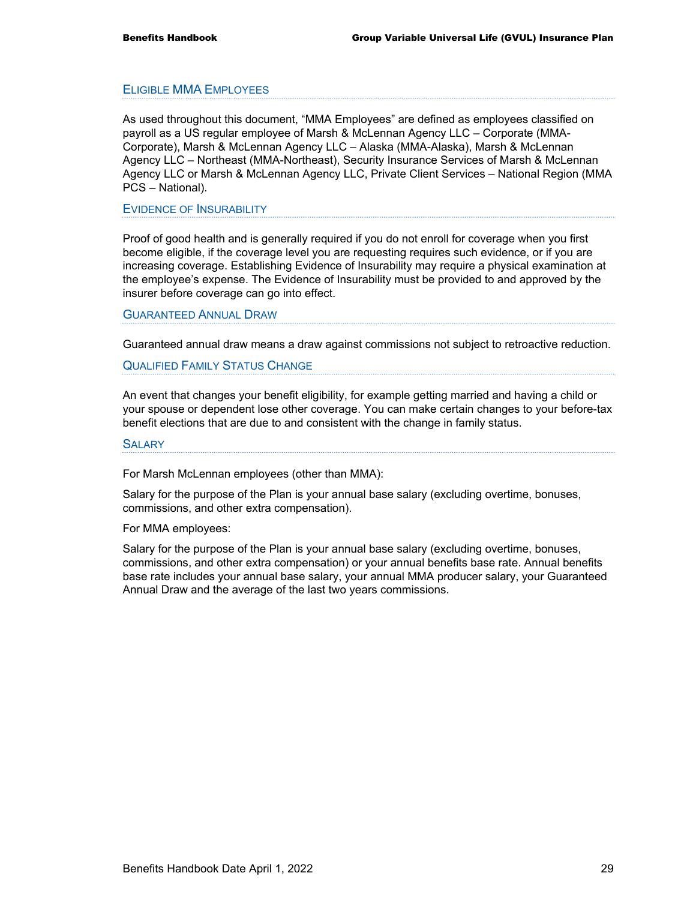### Eligible MMA Employees

As used throughout this document, "MMA Employees" are defined as employees classified on payroll as a US regular employee of Marsh & McLennan Agency LLC – Corporate (MMA-Corporate), Marsh & McLennan Agency LLC – Alaska (MMA-Alaska), Marsh & McLennan Agency LLC – Northeast (MMA-Northeast), Security Insurance Services of Marsh & McLennan Agency LLC or Marsh & McLennan Agency LLC, Private Client Services – National Region (MMA PCS – National).

### Evidence of Insurability

Proof of good health and is generally required if you do not enroll for coverage when you first become eligible, if the coverage level you are requesting requires such evidence, or if you are increasing coverage. Establishing Evidence of Insurability may require a physical examination at the employee's expense. The Evidence of Insurability must be provided to and approved by the insurer before coverage can go into effect.

### Guaranteed Annual Draw

Guaranteed annual draw means a draw against commissions not subject to retroactive reduction.

### Qualified Family Status Change

An event that changes your benefit eligibility, for example getting married and having a child or your spouse or dependent lose other coverage. You can make certain changes to your before-tax benefit elections that are due to and consistent with the change in family status.

### Salary

For Marsh McLennan employees (other than MMA):

Salary for the purpose of the Plan is your annual base salary (excluding overtime, bonuses, commissions, and other extra compensation).

For MMA employees:

Salary for the purpose of the Plan is your annual base salary (excluding overtime, bonuses, commissions, and other extra compensation) or your annual benefits base rate. Annual benefits base rate includes your annual base salary, your annual MMA producer salary, your Guaranteed Annual Draw and the average of the last two years commissions.